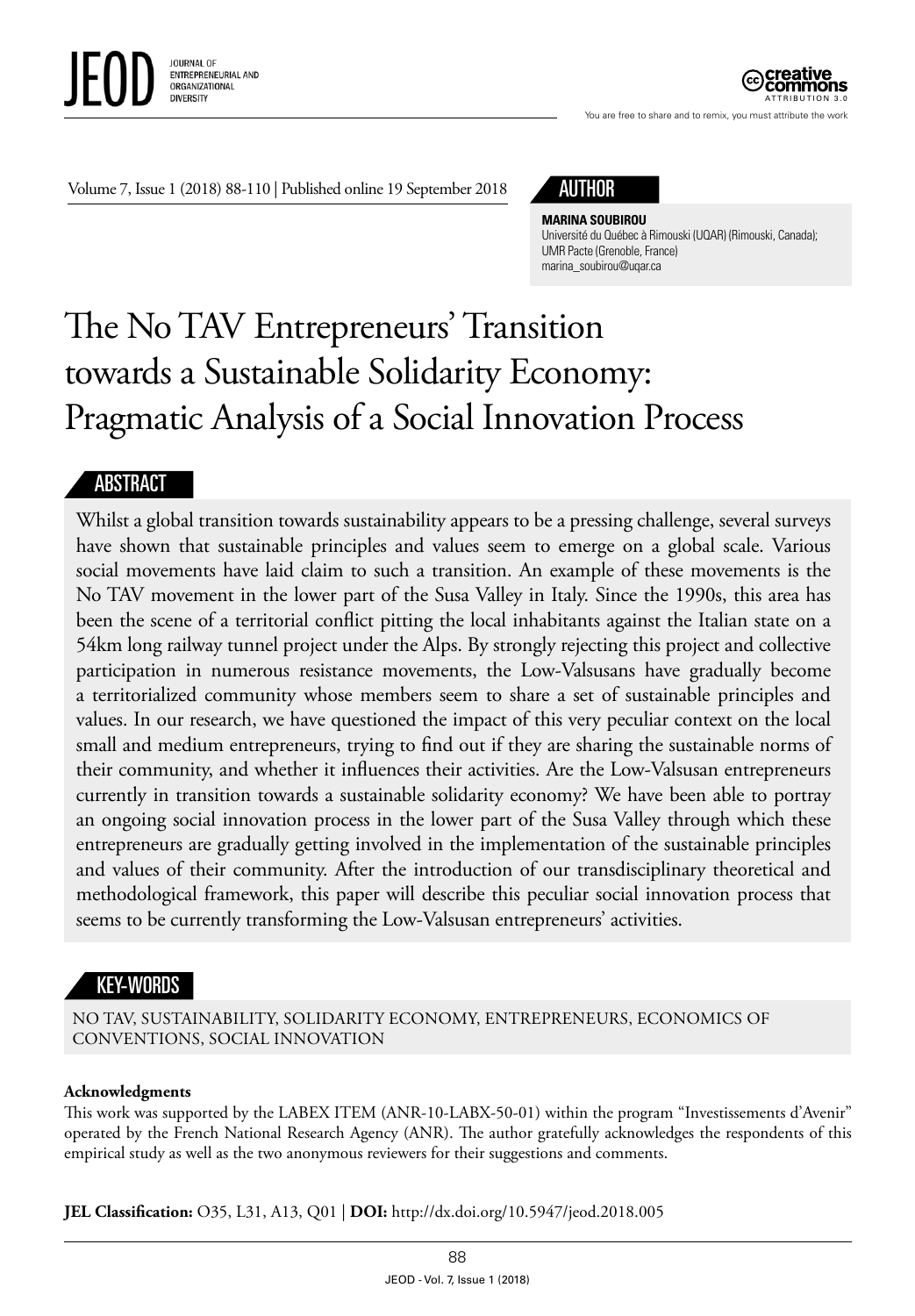# The No TAV Entrepreneurs' Transition towards a Sustainable Solidarity Economy: Pragmatic Analysis of a Social Innovation Process

## AUTHOR

**MARINA SOUBIROU**
Université du Québec à Rimouski (UQAR) (Rimouski, Canada);
UMR Pacte (Grenoble, France)
marina_soubirou@uqar.ca

## ABSTRACT

Whilst a global transition towards sustainability appears to be a pressing challenge, several surveys have shown that sustainable principles and values seem to emerge on a global scale. Various social movements have laid claim to such a transition. An example of these movements is the No TAV movement in the lower part of the Susa Valley in Italy. Since the 1990s, this area has been the scene of a territorial conflict pitting the local inhabitants against the Italian state on a 54km long railway tunnel project under the Alps. By strongly rejecting this project and collective participation in numerous resistance movements, the Low-Valsusans have gradually become a territorialized community whose members seem to share a set of sustainable principles and values. In our research, we have questioned the impact of this very peculiar context on the local small and medium entrepreneurs, trying to find out if they are sharing the sustainable norms of their community, and whether it influences their activities. Are the Low-Valsusan entrepreneurs currently in transition towards a sustainable solidarity economy? We have been able to portray an ongoing social innovation process in the lower part of the Susa Valley through which these entrepreneurs are gradually getting involved in the implementation of the sustainable principles and values of their community. After the introduction of our transdisciplinary theoretical and methodological framework, this paper will describe this peculiar social innovation process that seems to be currently transforming the Low-Valsusan entrepreneurs' activities.

## KEY-WORDS

NO TAV, SUSTAINABILITY, SOLIDARITY ECONOMY, ENTREPRENEURS, ECONOMICS OF CONVENTIONS, SOCIAL INNOVATION

**Acknowledgments**
This work was supported by the LABEX ITEM (ANR-10-LABX-50-01) within the program "Investissements d'Avenir" operated by the French National Research Agency (ANR). The author gratefully acknowledges the respondents of this empirical study as well as the two anonymous reviewers for their suggestions and comments.

**JEL Classification:** O35, L31, A13, Q01 | **DOI:** http://dx.doi.org/10.5947/jeod.2018.005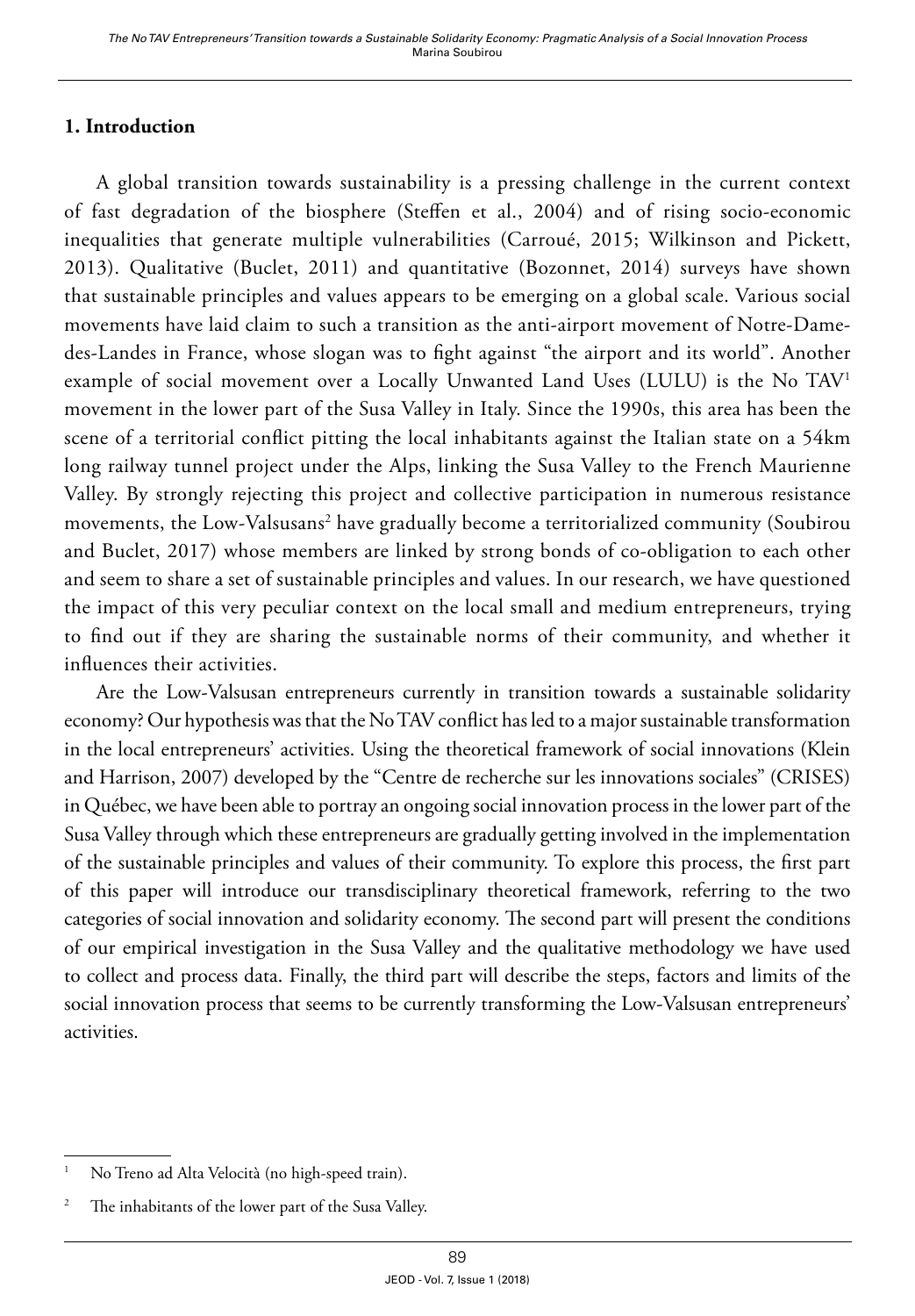## 1. Introduction

A global transition towards sustainability is a pressing challenge in the current context of fast degradation of the biosphere (Steffen et al., 2004) and of rising socio-economic inequalities that generate multiple vulnerabilities (Carroué, 2015; Wilkinson and Pickett, 2013). Qualitative (Buclet, 2011) and quantitative (Bozonnet, 2014) surveys have shown that sustainable principles and values appears to be emerging on a global scale. Various social movements have laid claim to such a transition as the anti-airport movement of Notre-Dame-des-Landes in France, whose slogan was to fight against "the airport and its world". Another example of social movement over a Locally Unwanted Land Uses (LULU) is the No TAV[1] movement in the lower part of the Susa Valley in Italy. Since the 1990s, this area has been the scene of a territorial conflict pitting the local inhabitants against the Italian state on a 54km long railway tunnel project under the Alps, linking the Susa Valley to the French Maurienne Valley. By strongly rejecting this project and collective participation in numerous resistance movements, the Low-Valsusans[2] have gradually become a territorialized community (Soubirou and Buclet, 2017) whose members are linked by strong bonds of co-obligation to each other and seem to share a set of sustainable principles and values. In our research, we have questioned the impact of this very peculiar context on the local small and medium entrepreneurs, trying to find out if they are sharing the sustainable norms of their community, and whether it influences their activities.

Are the Low-Valsusan entrepreneurs currently in transition towards a sustainable solidarity economy? Our hypothesis was that the No TAV conflict has led to a major sustainable transformation in the local entrepreneurs' activities. Using the theoretical framework of social innovations (Klein and Harrison, 2007) developed by the "Centre de recherche sur les innovations sociales" (CRISES) in Québec, we have been able to portray an ongoing social innovation process in the lower part of the Susa Valley through which these entrepreneurs are gradually getting involved in the implementation of the sustainable principles and values of their community. To explore this process, the first part of this paper will introduce our transdisciplinary theoretical framework, referring to the two categories of social innovation and solidarity economy. The second part will present the conditions of our empirical investigation in the Susa Valley and the qualitative methodology we have used to collect and process data. Finally, the third part will describe the steps, factors and limits of the social innovation process that seems to be currently transforming the Low-Valsusan entrepreneurs' activities.

---

[1] No Treno ad Alta Velocità (no high-speed train).

[2] The inhabitants of the lower part of the Susa Valley.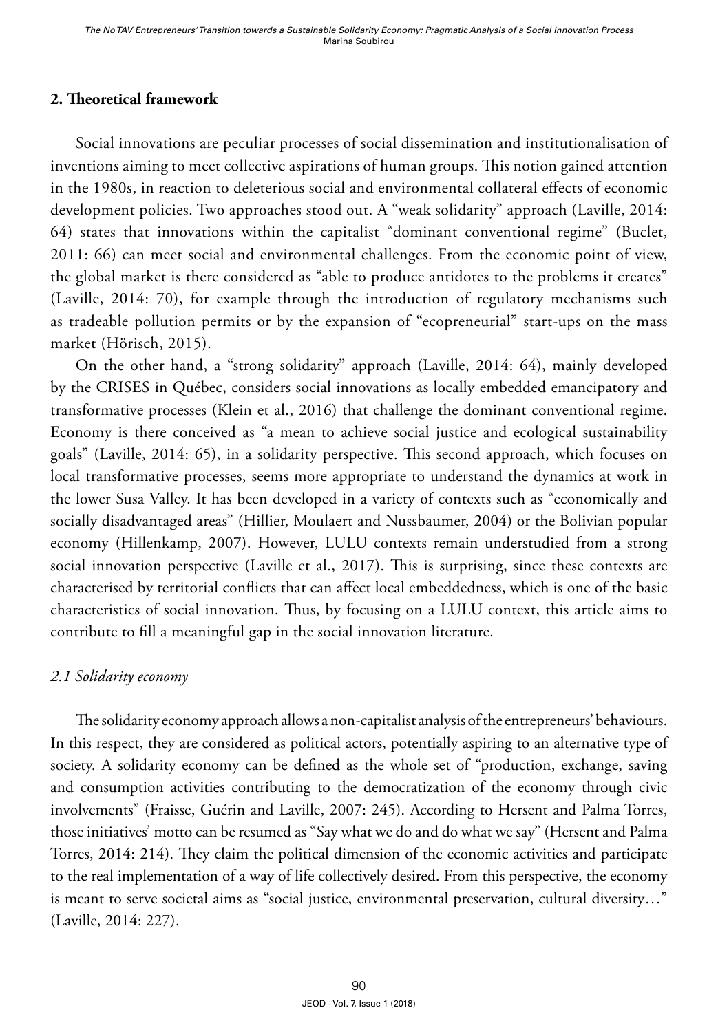## 2. Theoretical framework

Social innovations are peculiar processes of social dissemination and institutionalisation of inventions aiming to meet collective aspirations of human groups. This notion gained attention in the 1980s, in reaction to deleterious social and environmental collateral effects of economic development policies. Two approaches stood out. A "weak solidarity" approach (Laville, 2014: 64) states that innovations within the capitalist "dominant conventional regime" (Buclet, 2011: 66) can meet social and environmental challenges. From the economic point of view, the global market is there considered as "able to produce antidotes to the problems it creates" (Laville, 2014: 70), for example through the introduction of regulatory mechanisms such as tradeable pollution permits or by the expansion of "ecopreneurial" start-ups on the mass market (Hörisch, 2015).

On the other hand, a "strong solidarity" approach (Laville, 2014: 64), mainly developed by the CRISES in Québec, considers social innovations as locally embedded emancipatory and transformative processes (Klein et al., 2016) that challenge the dominant conventional regime. Economy is there conceived as "a mean to achieve social justice and ecological sustainability goals" (Laville, 2014: 65), in a solidarity perspective. This second approach, which focuses on local transformative processes, seems more appropriate to understand the dynamics at work in the lower Susa Valley. It has been developed in a variety of contexts such as "economically and socially disadvantaged areas" (Hillier, Moulaert and Nussbaumer, 2004) or the Bolivian popular economy (Hillenkamp, 2007). However, LULU contexts remain understudied from a strong social innovation perspective (Laville et al., 2017). This is surprising, since these contexts are characterised by territorial conflicts that can affect local embeddedness, which is one of the basic characteristics of social innovation. Thus, by focusing on a LULU context, this article aims to contribute to fill a meaningful gap in the social innovation literature.

### *2.1 Solidarity economy*

The solidarity economy approach allows a non-capitalist analysis of the entrepreneurs' behaviours. In this respect, they are considered as political actors, potentially aspiring to an alternative type of society. A solidarity economy can be defined as the whole set of "production, exchange, saving and consumption activities contributing to the democratization of the economy through civic involvements" (Fraisse, Guérin and Laville, 2007: 245). According to Hersent and Palma Torres, those initiatives' motto can be resumed as "Say what we do and do what we say" (Hersent and Palma Torres, 2014: 214). They claim the political dimension of the economic activities and participate to the real implementation of a way of life collectively desired. From this perspective, the economy is meant to serve societal aims as "social justice, environmental preservation, cultural diversity…" (Laville, 2014: 227).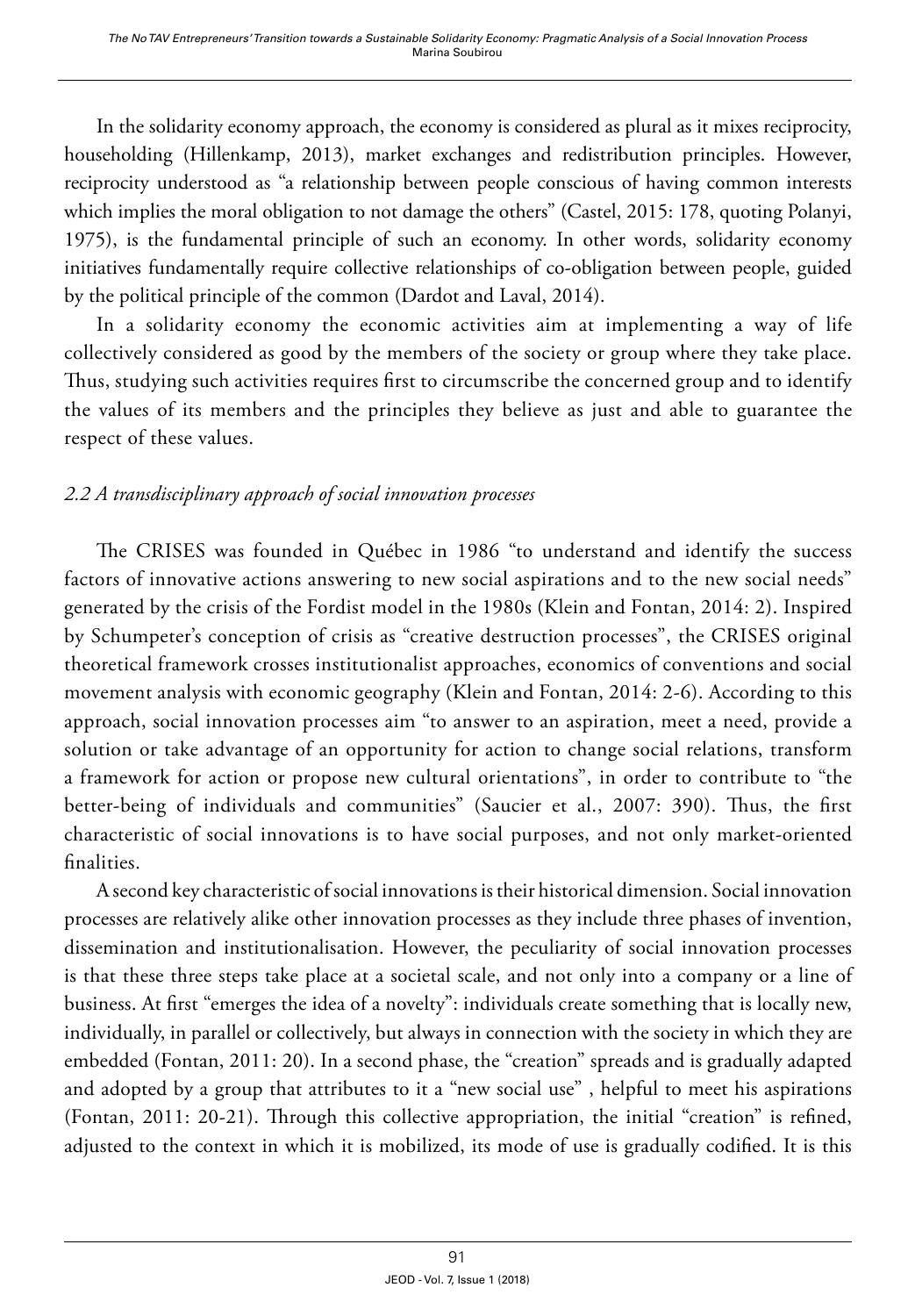In the solidarity economy approach, the economy is considered as plural as it mixes reciprocity, householding (Hillenkamp, 2013), market exchanges and redistribution principles. However, reciprocity understood as "a relationship between people conscious of having common interests which implies the moral obligation to not damage the others" (Castel, 2015: 178, quoting Polanyi, 1975), is the fundamental principle of such an economy. In other words, solidarity economy initiatives fundamentally require collective relationships of co-obligation between people, guided by the political principle of the common (Dardot and Laval, 2014).

In a solidarity economy the economic activities aim at implementing a way of life collectively considered as good by the members of the society or group where they take place. Thus, studying such activities requires first to circumscribe the concerned group and to identify the values of its members and the principles they believe as just and able to guarantee the respect of these values.

### *2.2 A transdisciplinary approach of social innovation processes*

The CRISES was founded in Québec in 1986 "to understand and identify the success factors of innovative actions answering to new social aspirations and to the new social needs" generated by the crisis of the Fordist model in the 1980s (Klein and Fontan, 2014: 2). Inspired by Schumpeter's conception of crisis as "creative destruction processes", the CRISES original theoretical framework crosses institutionalist approaches, economics of conventions and social movement analysis with economic geography (Klein and Fontan, 2014: 2-6). According to this approach, social innovation processes aim "to answer to an aspiration, meet a need, provide a solution or take advantage of an opportunity for action to change social relations, transform a framework for action or propose new cultural orientations", in order to contribute to "the better-being of individuals and communities" (Saucier et al., 2007: 390). Thus, the first characteristic of social innovations is to have social purposes, and not only market-oriented finalities.

A second key characteristic of social innovations is their historical dimension. Social innovation processes are relatively alike other innovation processes as they include three phases of invention, dissemination and institutionalisation. However, the peculiarity of social innovation processes is that these three steps take place at a societal scale, and not only into a company or a line of business. At first "emerges the idea of a novelty": individuals create something that is locally new, individually, in parallel or collectively, but always in connection with the society in which they are embedded (Fontan, 2011: 20). In a second phase, the "creation" spreads and is gradually adapted and adopted by a group that attributes to it a "new social use" , helpful to meet his aspirations (Fontan, 2011: 20-21). Through this collective appropriation, the initial "creation" is refined, adjusted to the context in which it is mobilized, its mode of use is gradually codified. It is this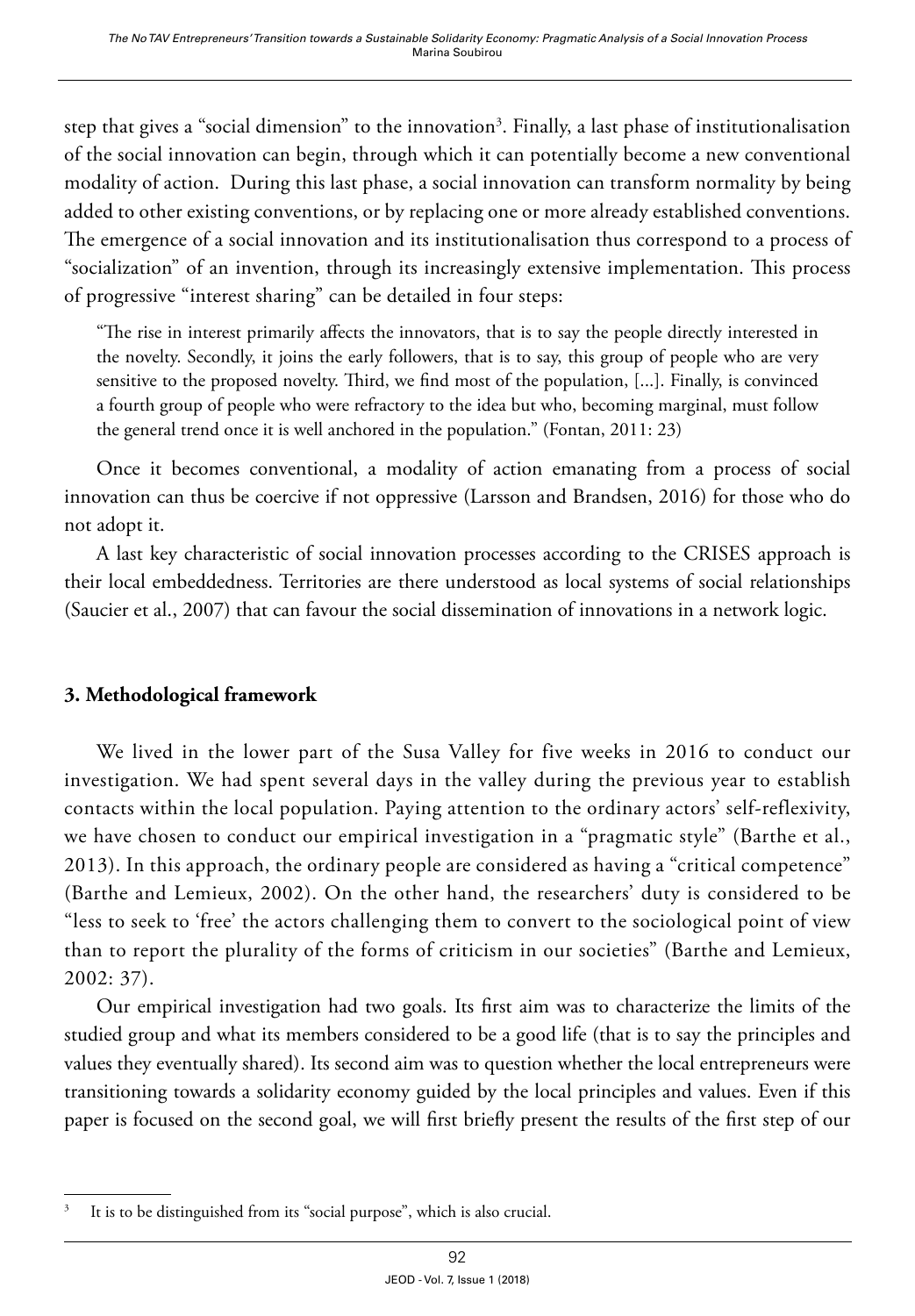step that gives a "social dimension" to the innovation[3]. Finally, a last phase of institutionalisation of the social innovation can begin, through which it can potentially become a new conventional modality of action. During this last phase, a social innovation can transform normality by being added to other existing conventions, or by replacing one or more already established conventions. The emergence of a social innovation and its institutionalisation thus correspond to a process of "socialization" of an invention, through its increasingly extensive implementation. This process of progressive "interest sharing" can be detailed in four steps:

> "The rise in interest primarily affects the innovators, that is to say the people directly interested in the novelty. Secondly, it joins the early followers, that is to say, this group of people who are very sensitive to the proposed novelty. Third, we find most of the population, [...]. Finally, is convinced a fourth group of people who were refractory to the idea but who, becoming marginal, must follow the general trend once it is well anchored in the population." (Fontan, 2011: 23)

Once it becomes conventional, a modality of action emanating from a process of social innovation can thus be coercive if not oppressive (Larsson and Brandsen, 2016) for those who do not adopt it.

A last key characteristic of social innovation processes according to the CRISES approach is their local embeddedness. Territories are there understood as local systems of social relationships (Saucier et al., 2007) that can favour the social dissemination of innovations in a network logic.

## 3. Methodological framework

We lived in the lower part of the Susa Valley for five weeks in 2016 to conduct our investigation. We had spent several days in the valley during the previous year to establish contacts within the local population. Paying attention to the ordinary actors' self-reflexivity, we have chosen to conduct our empirical investigation in a "pragmatic style" (Barthe et al., 2013). In this approach, the ordinary people are considered as having a "critical competence" (Barthe and Lemieux, 2002). On the other hand, the researchers' duty is considered to be "less to seek to 'free' the actors challenging them to convert to the sociological point of view than to report the plurality of the forms of criticism in our societies" (Barthe and Lemieux, 2002: 37).

Our empirical investigation had two goals. Its first aim was to characterize the limits of the studied group and what its members considered to be a good life (that is to say the principles and values they eventually shared). Its second aim was to question whether the local entrepreneurs were transitioning towards a solidarity economy guided by the local principles and values. Even if this paper is focused on the second goal, we will first briefly present the results of the first step of our

[3] It is to be distinguished from its "social purpose", which is also crucial.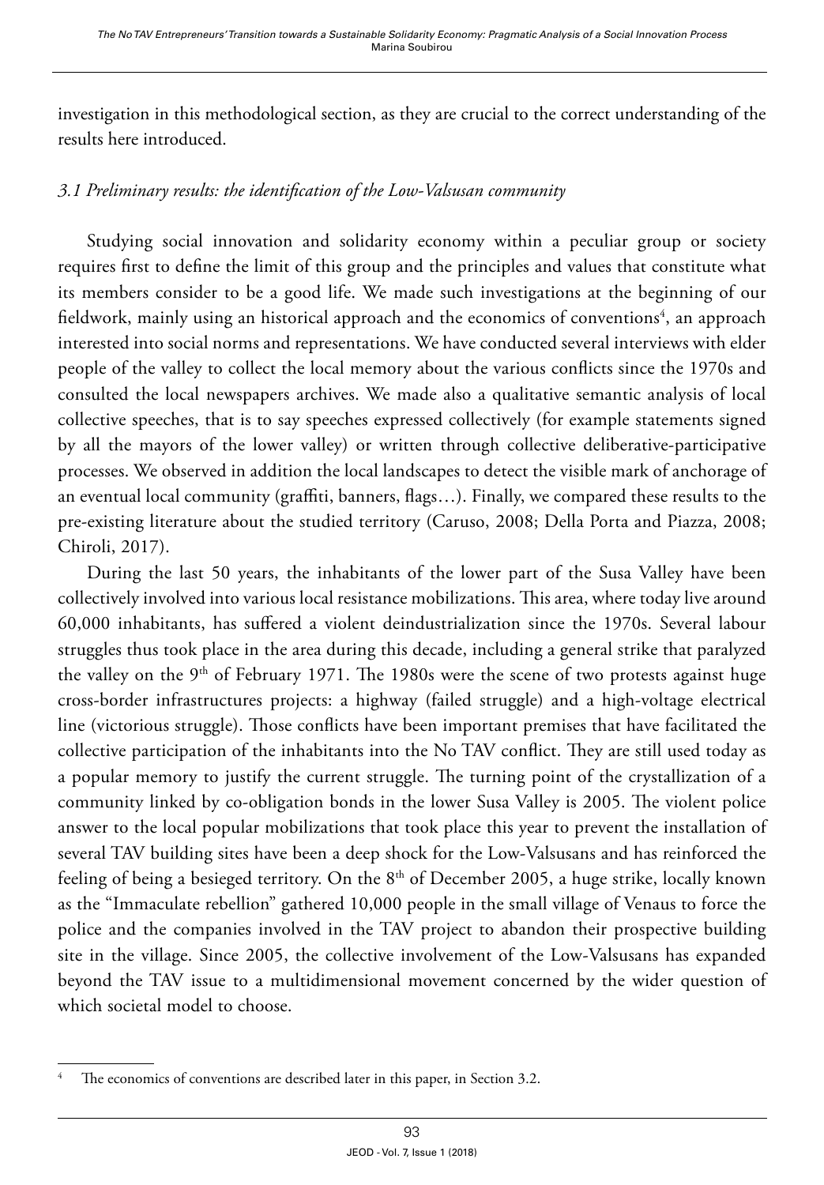investigation in this methodological section, as they are crucial to the correct understanding of the results here introduced.

### *3.1 Preliminary results: the identification of the Low-Valsusan community*

Studying social innovation and solidarity economy within a peculiar group or society requires first to define the limit of this group and the principles and values that constitute what its members consider to be a good life. We made such investigations at the beginning of our fieldwork, mainly using an historical approach and the economics of conventions[4], an approach interested into social norms and representations. We have conducted several interviews with elder people of the valley to collect the local memory about the various conflicts since the 1970s and consulted the local newspapers archives. We made also a qualitative semantic analysis of local collective speeches, that is to say speeches expressed collectively (for example statements signed by all the mayors of the lower valley) or written through collective deliberative-participative processes. We observed in addition the local landscapes to detect the visible mark of anchorage of an eventual local community (graffiti, banners, flags…). Finally, we compared these results to the pre-existing literature about the studied territory (Caruso, 2008; Della Porta and Piazza, 2008; Chiroli, 2017).

During the last 50 years, the inhabitants of the lower part of the Susa Valley have been collectively involved into various local resistance mobilizations. This area, where today live around 60,000 inhabitants, has suffered a violent deindustrialization since the 1970s. Several labour struggles thus took place in the area during this decade, including a general strike that paralyzed the valley on the 9th of February 1971. The 1980s were the scene of two protests against huge cross-border infrastructures projects: a highway (failed struggle) and a high-voltage electrical line (victorious struggle). Those conflicts have been important premises that have facilitated the collective participation of the inhabitants into the No TAV conflict. They are still used today as a popular memory to justify the current struggle. The turning point of the crystallization of a community linked by co-obligation bonds in the lower Susa Valley is 2005. The violent police answer to the local popular mobilizations that took place this year to prevent the installation of several TAV building sites have been a deep shock for the Low-Valsusans and has reinforced the feeling of being a besieged territory. On the 8th of December 2005, a huge strike, locally known as the "Immaculate rebellion" gathered 10,000 people in the small village of Venaus to force the police and the companies involved in the TAV project to abandon their prospective building site in the village. Since 2005, the collective involvement of the Low-Valsusans has expanded beyond the TAV issue to a multidimensional movement concerned by the wider question of which societal model to choose.

[4] The economics of conventions are described later in this paper, in Section 3.2.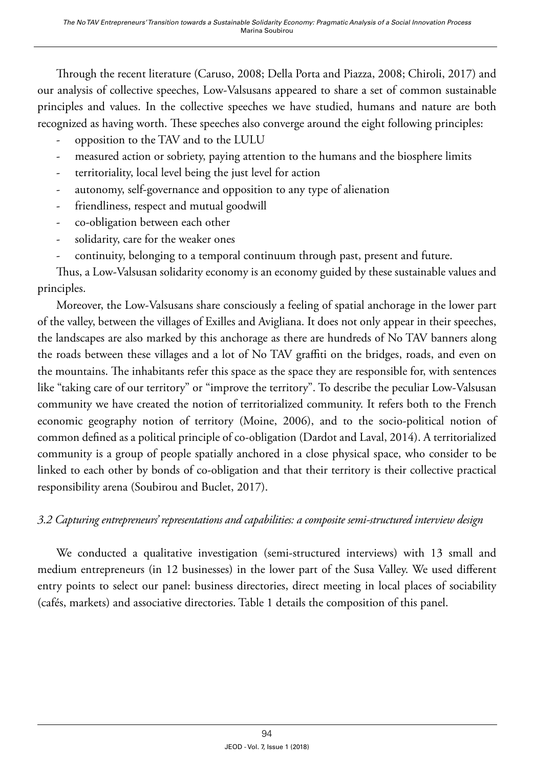Through the recent literature (Caruso, 2008; Della Porta and Piazza, 2008; Chiroli, 2017) and our analysis of collective speeches, Low-Valsusans appeared to share a set of common sustainable principles and values. In the collective speeches we have studied, humans and nature are both recognized as having worth. These speeches also converge around the eight following principles:

- opposition to the TAV and to the LULU
- measured action or sobriety, paying attention to the humans and the biosphere limits
- territoriality, local level being the just level for action
- autonomy, self-governance and opposition to any type of alienation
- friendliness, respect and mutual goodwill
- co-obligation between each other
- solidarity, care for the weaker ones
- continuity, belonging to a temporal continuum through past, present and future.

Thus, a Low-Valsusan solidarity economy is an economy guided by these sustainable values and principles.

Moreover, the Low-Valsusans share consciously a feeling of spatial anchorage in the lower part of the valley, between the villages of Exilles and Avigliana. It does not only appear in their speeches, the landscapes are also marked by this anchorage as there are hundreds of No TAV banners along the roads between these villages and a lot of No TAV graffiti on the bridges, roads, and even on the mountains. The inhabitants refer this space as the space they are responsible for, with sentences like "taking care of our territory" or "improve the territory". To describe the peculiar Low-Valsusan community we have created the notion of territorialized community. It refers both to the French economic geography notion of territory (Moine, 2006), and to the socio-political notion of common defined as a political principle of co-obligation (Dardot and Laval, 2014). A territorialized community is a group of people spatially anchored in a close physical space, who consider to be linked to each other by bonds of co-obligation and that their territory is their collective practical responsibility arena (Soubirou and Buclet, 2017).

### *3.2 Capturing entrepreneurs' representations and capabilities: a composite semi-structured interview design*

We conducted a qualitative investigation (semi-structured interviews) with 13 small and medium entrepreneurs (in 12 businesses) in the lower part of the Susa Valley. We used different entry points to select our panel: business directories, direct meeting in local places of sociability (cafés, markets) and associative directories. Table 1 details the composition of this panel.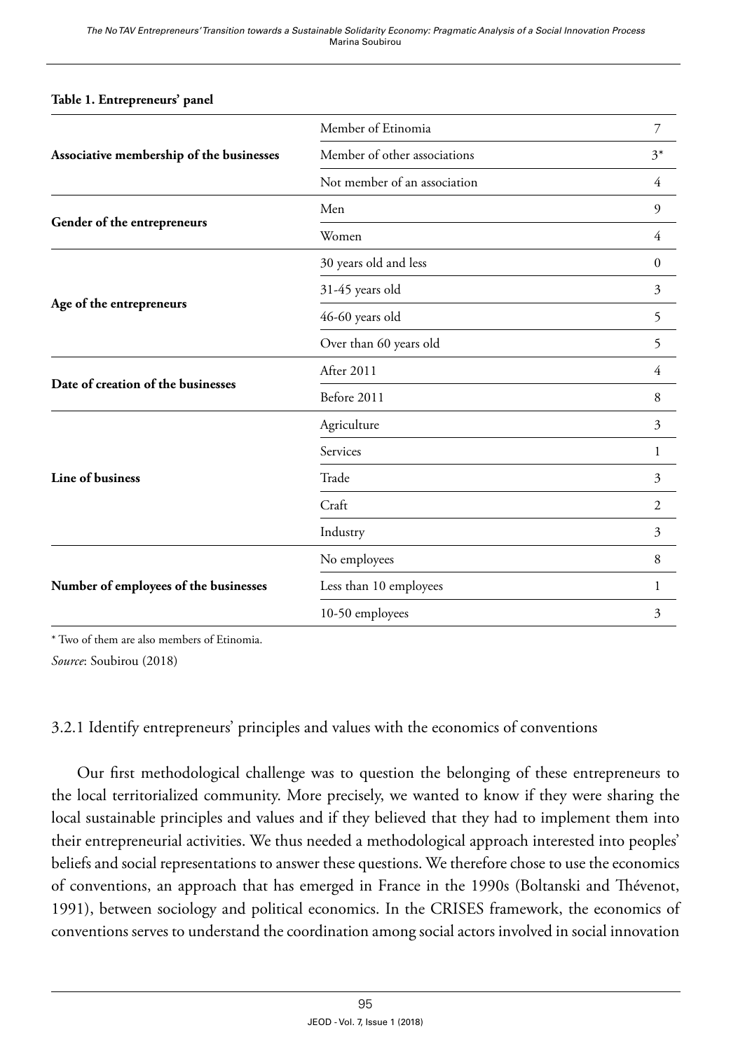**Table 1. Entrepreneurs' panel**

| | | |
|---|---|---|
| **Associative membership of the businesses** | Member of Etinomia | 7 |
| | Member of other associations | 3* |
| | Not member of an association | 4 |
| **Gender of the entrepreneurs** | Men | 9 |
| | Women | 4 |
| **Age of the entrepreneurs** | 30 years old and less | 0 |
| | 31-45 years old | 3 |
| | 46-60 years old | 5 |
| | Over than 60 years old | 5 |
| **Date of creation of the businesses** | After 2011 | 4 |
| | Before 2011 | 8 |
| **Line of business** | Agriculture | 3 |
| | Services | 1 |
| | Trade | 3 |
| | Craft | 2 |
| | Industry | 3 |
| **Number of employees of the businesses** | No employees | 8 |
| | Less than 10 employees | 1 |
| | 10-50 employees | 3 |

\* Two of them are also members of Etinomia.

*Source*: Soubirou (2018)

### 3.2.1 Identify entrepreneurs' principles and values with the economics of conventions

Our first methodological challenge was to question the belonging of these entrepreneurs to the local territorialized community. More precisely, we wanted to know if they were sharing the local sustainable principles and values and if they believed that they had to implement them into their entrepreneurial activities. We thus needed a methodological approach interested into peoples' beliefs and social representations to answer these questions. We therefore chose to use the economics of conventions, an approach that has emerged in France in the 1990s (Boltanski and Thévenot, 1991), between sociology and political economics. In the CRISES framework, the economics of conventions serves to understand the coordination among social actors involved in social innovation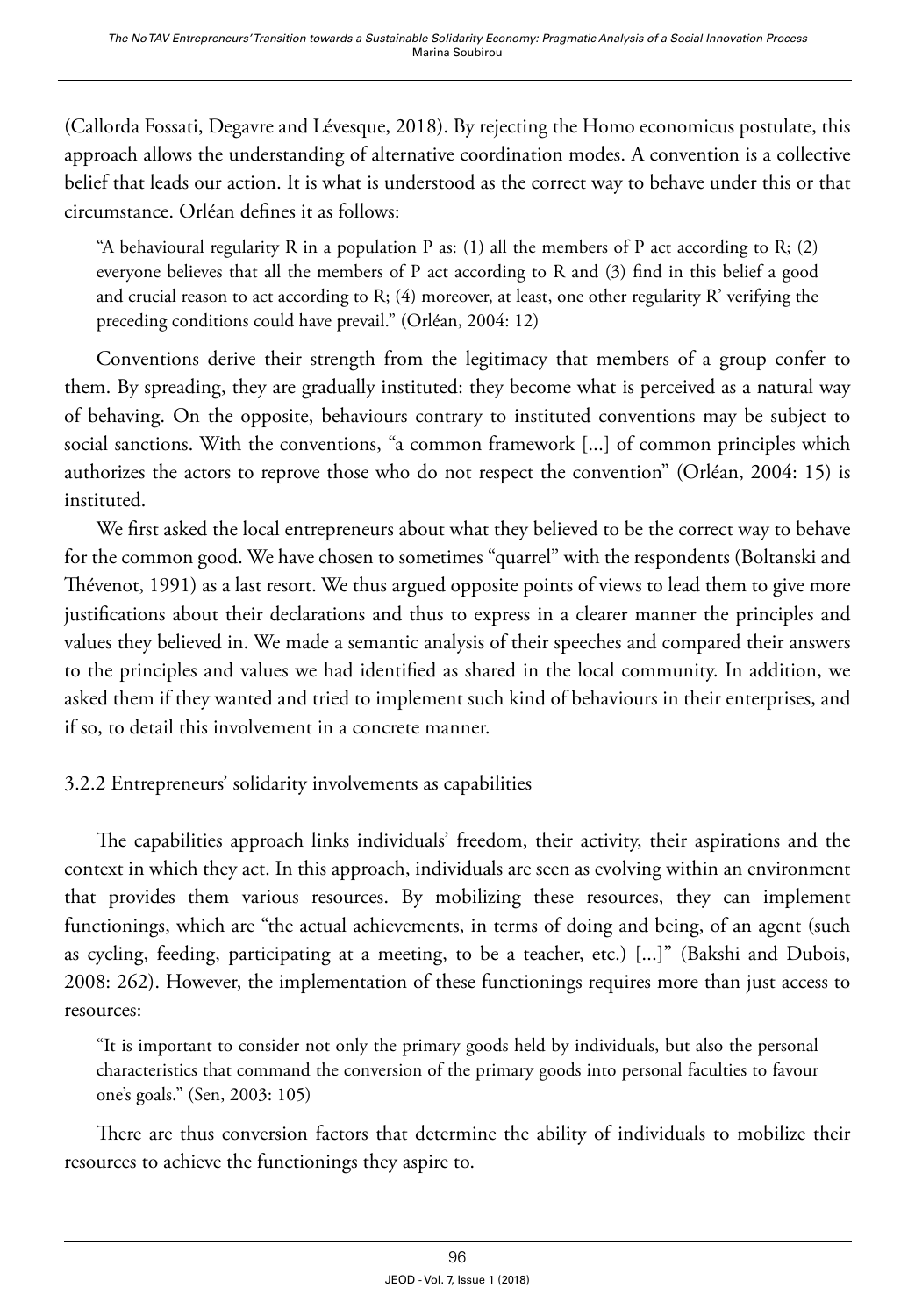(Callorda Fossati, Degavre and Lévesque, 2018). By rejecting the Homo economicus postulate, this approach allows the understanding of alternative coordination modes. A convention is a collective belief that leads our action. It is what is understood as the correct way to behave under this or that circumstance. Orléan defines it as follows:

> "A behavioural regularity R in a population P as: (1) all the members of P act according to R; (2) everyone believes that all the members of P act according to R and (3) find in this belief a good and crucial reason to act according to R; (4) moreover, at least, one other regularity R' verifying the preceding conditions could have prevail." (Orléan, 2004: 12)

Conventions derive their strength from the legitimacy that members of a group confer to them. By spreading, they are gradually instituted: they become what is perceived as a natural way of behaving. On the opposite, behaviours contrary to instituted conventions may be subject to social sanctions. With the conventions, "a common framework [...] of common principles which authorizes the actors to reprove those who do not respect the convention" (Orléan, 2004: 15) is instituted.

We first asked the local entrepreneurs about what they believed to be the correct way to behave for the common good. We have chosen to sometimes "quarrel" with the respondents (Boltanski and Thévenot, 1991) as a last resort. We thus argued opposite points of views to lead them to give more justifications about their declarations and thus to express in a clearer manner the principles and values they believed in. We made a semantic analysis of their speeches and compared their answers to the principles and values we had identified as shared in the local community. In addition, we asked them if they wanted and tried to implement such kind of behaviours in their enterprises, and if so, to detail this involvement in a concrete manner.

### 3.2.2 Entrepreneurs' solidarity involvements as capabilities

The capabilities approach links individuals' freedom, their activity, their aspirations and the context in which they act. In this approach, individuals are seen as evolving within an environment that provides them various resources. By mobilizing these resources, they can implement functionings, which are "the actual achievements, in terms of doing and being, of an agent (such as cycling, feeding, participating at a meeting, to be a teacher, etc.) [...]" (Bakshi and Dubois, 2008: 262). However, the implementation of these functionings requires more than just access to resources:

> "It is important to consider not only the primary goods held by individuals, but also the personal characteristics that command the conversion of the primary goods into personal faculties to favour one's goals." (Sen, 2003: 105)

There are thus conversion factors that determine the ability of individuals to mobilize their resources to achieve the functionings they aspire to.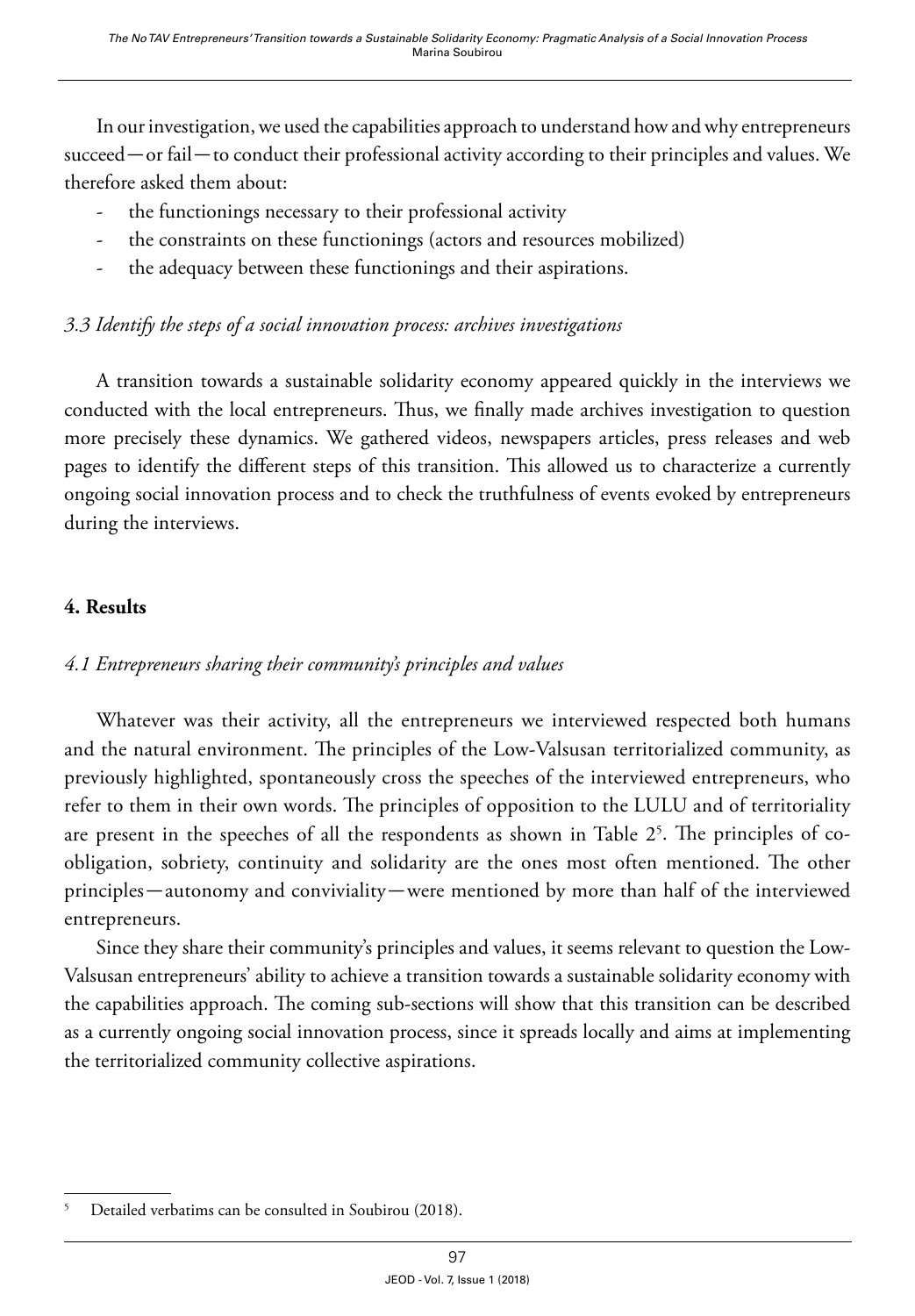In our investigation, we used the capabilities approach to understand how and why entrepreneurs succeed—or fail—to conduct their professional activity according to their principles and values. We therefore asked them about:

- the functionings necessary to their professional activity
- the constraints on these functionings (actors and resources mobilized)
- the adequacy between these functionings and their aspirations.

### *3.3 Identify the steps of a social innovation process: archives investigations*

A transition towards a sustainable solidarity economy appeared quickly in the interviews we conducted with the local entrepreneurs. Thus, we finally made archives investigation to question more precisely these dynamics. We gathered videos, newspapers articles, press releases and web pages to identify the different steps of this transition. This allowed us to characterize a currently ongoing social innovation process and to check the truthfulness of events evoked by entrepreneurs during the interviews.

## **4. Results**

### *4.1 Entrepreneurs sharing their community's principles and values*

Whatever was their activity, all the entrepreneurs we interviewed respected both humans and the natural environment. The principles of the Low-Valsusan territorialized community, as previously highlighted, spontaneously cross the speeches of the interviewed entrepreneurs, who refer to them in their own words. The principles of opposition to the LULU and of territoriality are present in the speeches of all the respondents as shown in Table 2[5]. The principles of co-obligation, sobriety, continuity and solidarity are the ones most often mentioned. The other principles—autonomy and conviviality—were mentioned by more than half of the interviewed entrepreneurs.

Since they share their community's principles and values, it seems relevant to question the Low-Valsusan entrepreneurs' ability to achieve a transition towards a sustainable solidarity economy with the capabilities approach. The coming sub-sections will show that this transition can be described as a currently ongoing social innovation process, since it spreads locally and aims at implementing the territorialized community collective aspirations.

[5] Detailed verbatims can be consulted in Soubirou (2018).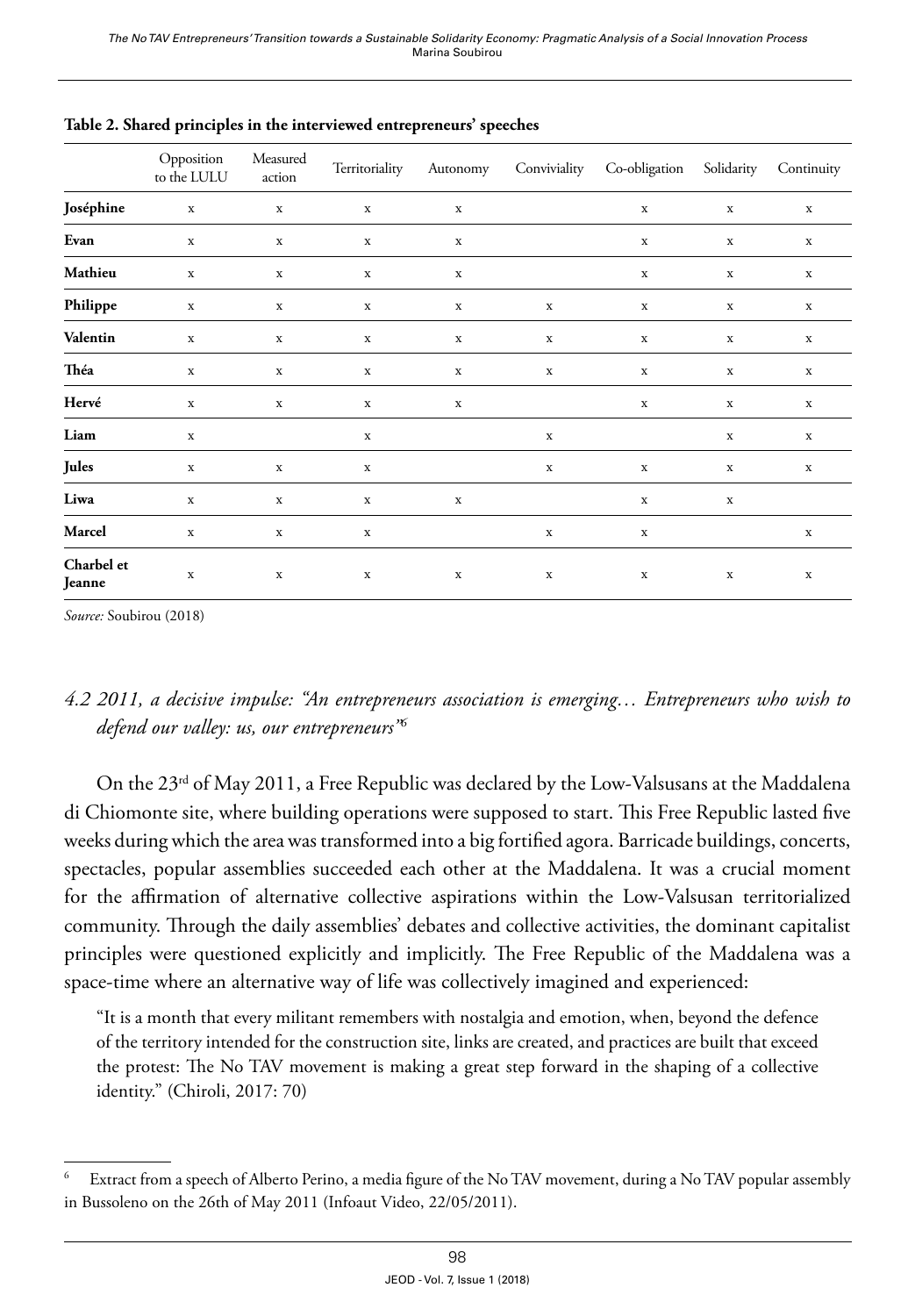**Table 2. Shared principles in the interviewed entrepreneurs' speeches**

| | Opposition to the LULU | Measured action | Territoriality | Autonomy | Conviviality | Co-obligation | Solidarity | Continuity |
|---|---|---|---|---|---|---|---|---|
| **Joséphine** | x | x | x | x | | x | x | x |
| **Evan** | x | x | x | x | | x | x | x |
| **Mathieu** | x | x | x | x | | x | x | x |
| **Philippe** | x | x | x | x | x | x | x | x |
| **Valentin** | x | x | x | x | x | x | x | x |
| **Théa** | x | x | x | x | x | x | x | x |
| **Hervé** | x | x | x | x | | x | x | x |
| **Liam** | x | | x | | x | | x | x |
| **Jules** | x | x | x | | x | x | x | x |
| **Liwa** | x | x | x | x | | x | x | |
| **Marcel** | x | x | x | | x | x | | x |
| **Charbel et Jeanne** | x | x | x | x | x | x | x | x |

*Source:* Soubirou (2018)

### *4.2 2011, a decisive impulse: "An entrepreneurs association is emerging… Entrepreneurs who wish to defend our valley: us, our entrepreneurs"*[6]

On the 23rd of May 2011, a Free Republic was declared by the Low-Valsusans at the Maddalena di Chiomonte site, where building operations were supposed to start. This Free Republic lasted five weeks during which the area was transformed into a big fortified agora. Barricade buildings, concerts, spectacles, popular assemblies succeeded each other at the Maddalena. It was a crucial moment for the affirmation of alternative collective aspirations within the Low-Valsusan territorialized community. Through the daily assemblies' debates and collective activities, the dominant capitalist principles were questioned explicitly and implicitly. The Free Republic of the Maddalena was a space-time where an alternative way of life was collectively imagined and experienced:

> "It is a month that every militant remembers with nostalgia and emotion, when, beyond the defence of the territory intended for the construction site, links are created, and practices are built that exceed the protest: The No TAV movement is making a great step forward in the shaping of a collective identity." (Chiroli, 2017: 70)

---

[6] Extract from a speech of Alberto Perino, a media figure of the No TAV movement, during a No TAV popular assembly in Bussoleno on the 26th of May 2011 (Infoaut Video, 22/05/2011).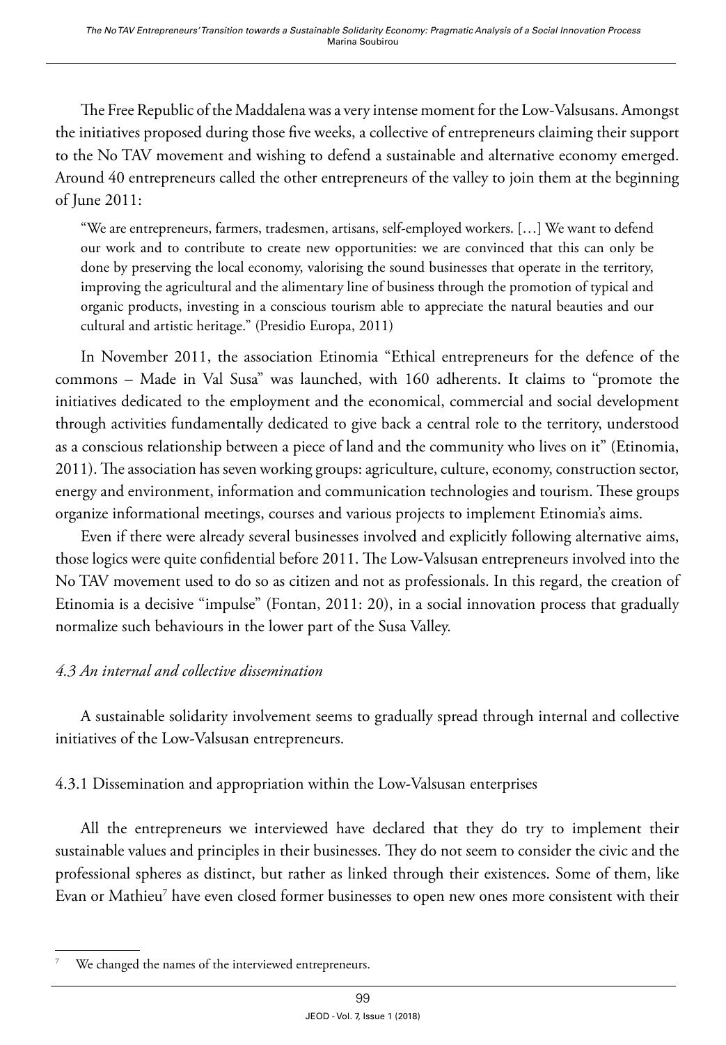The Free Republic of the Maddalena was a very intense moment for the Low-Valsusans. Amongst the initiatives proposed during those five weeks, a collective of entrepreneurs claiming their support to the No TAV movement and wishing to defend a sustainable and alternative economy emerged. Around 40 entrepreneurs called the other entrepreneurs of the valley to join them at the beginning of June 2011:

> "We are entrepreneurs, farmers, tradesmen, artisans, self-employed workers. […] We want to defend our work and to contribute to create new opportunities: we are convinced that this can only be done by preserving the local economy, valorising the sound businesses that operate in the territory, improving the agricultural and the alimentary line of business through the promotion of typical and organic products, investing in a conscious tourism able to appreciate the natural beauties and our cultural and artistic heritage." (Presidio Europa, 2011)

In November 2011, the association Etinomia "Ethical entrepreneurs for the defence of the commons – Made in Val Susa" was launched, with 160 adherents. It claims to "promote the initiatives dedicated to the employment and the economical, commercial and social development through activities fundamentally dedicated to give back a central role to the territory, understood as a conscious relationship between a piece of land and the community who lives on it" (Etinomia, 2011). The association has seven working groups: agriculture, culture, economy, construction sector, energy and environment, information and communication technologies and tourism. These groups organize informational meetings, courses and various projects to implement Etinomia's aims.

Even if there were already several businesses involved and explicitly following alternative aims, those logics were quite confidential before 2011. The Low-Valsusan entrepreneurs involved into the No TAV movement used to do so as citizen and not as professionals. In this regard, the creation of Etinomia is a decisive "impulse" (Fontan, 2011: 20), in a social innovation process that gradually normalize such behaviours in the lower part of the Susa Valley.

### *4.3 An internal and collective dissemination*

A sustainable solidarity involvement seems to gradually spread through internal and collective initiatives of the Low-Valsusan entrepreneurs.

#### 4.3.1 Dissemination and appropriation within the Low-Valsusan enterprises

All the entrepreneurs we interviewed have declared that they do try to implement their sustainable values and principles in their businesses. They do not seem to consider the civic and the professional spheres as distinct, but rather as linked through their existences. Some of them, like Evan or Mathieu[7] have even closed former businesses to open new ones more consistent with their

[7] We changed the names of the interviewed entrepreneurs.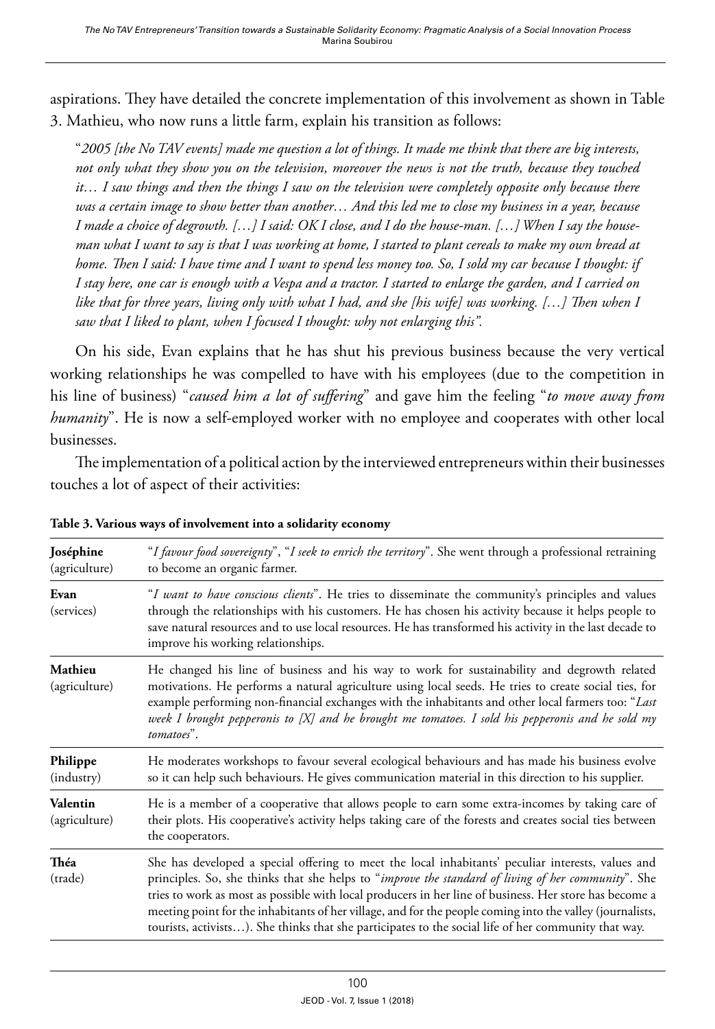aspirations. They have detailed the concrete implementation of this involvement as shown in Table 3. Mathieu, who now runs a little farm, explain his transition as follows:

> "*2005 [the No TAV events] made me question a lot of things. It made me think that there are big interests, not only what they show you on the television, moreover the news is not the truth, because they touched it… I saw things and then the things I saw on the television were completely opposite only because there was a certain image to show better than another… And this led me to close my business in a year, because I made a choice of degrowth. […] I said: OK I close, and I do the house-man. […] When I say the house-man what I want to say is that I was working at home, I started to plant cereals to make my own bread at home. Then I said: I have time and I want to spend less money too. So, I sold my car because I thought: if I stay here, one car is enough with a Vespa and a tractor. I started to enlarge the garden, and I carried on like that for three years, living only with what I had, and she [his wife] was working. […] Then when I saw that I liked to plant, when I focused I thought: why not enlarging this".*

On his side, Evan explains that he has shut his previous business because the very vertical working relationships he was compelled to have with his employees (due to the competition in his line of business) "*caused him a lot of suffering*" and gave him the feeling "*to move away from humanity*". He is now a self-employed worker with no employee and cooperates with other local businesses.

The implementation of a political action by the interviewed entrepreneurs within their businesses touches a lot of aspect of their activities:

**Table 3. Various ways of involvement into a solidarity economy**

| | |
|---|---|
| **Joséphine** (agriculture) | "*I favour food sovereignty*", "*I seek to enrich the territory*". She went through a professional retraining to become an organic farmer. |
| **Evan** (services) | "*I want to have conscious clients*". He tries to disseminate the community's principles and values through the relationships with his customers. He has chosen his activity because it helps people to save natural resources and to use local resources. He has transformed his activity in the last decade to improve his working relationships. |
| **Mathieu** (agriculture) | He changed his line of business and his way to work for sustainability and degrowth related motivations. He performs a natural agriculture using local seeds. He tries to create social ties, for example performing non-financial exchanges with the inhabitants and other local farmers too: "*Last week I brought pepperonis to [X] and he brought me tomatoes. I sold his pepperonis and he sold my tomatoes*". |
| **Philippe** (industry) | He moderates workshops to favour several ecological behaviours and has made his business evolve so it can help such behaviours. He gives communication material in this direction to his supplier. |
| **Valentin** (agriculture) | He is a member of a cooperative that allows people to earn some extra-incomes by taking care of their plots. His cooperative's activity helps taking care of the forests and creates social ties between the cooperators. |
| **Théa** (trade) | She has developed a special offering to meet the local inhabitants' peculiar interests, values and principles. So, she thinks that she helps to "*improve the standard of living of her community*". She tries to work as most as possible with local producers in her line of business. Her store has become a meeting point for the inhabitants of her village, and for the people coming into the valley (journalists, tourists, activists…). She thinks that she participates to the social life of her community that way. |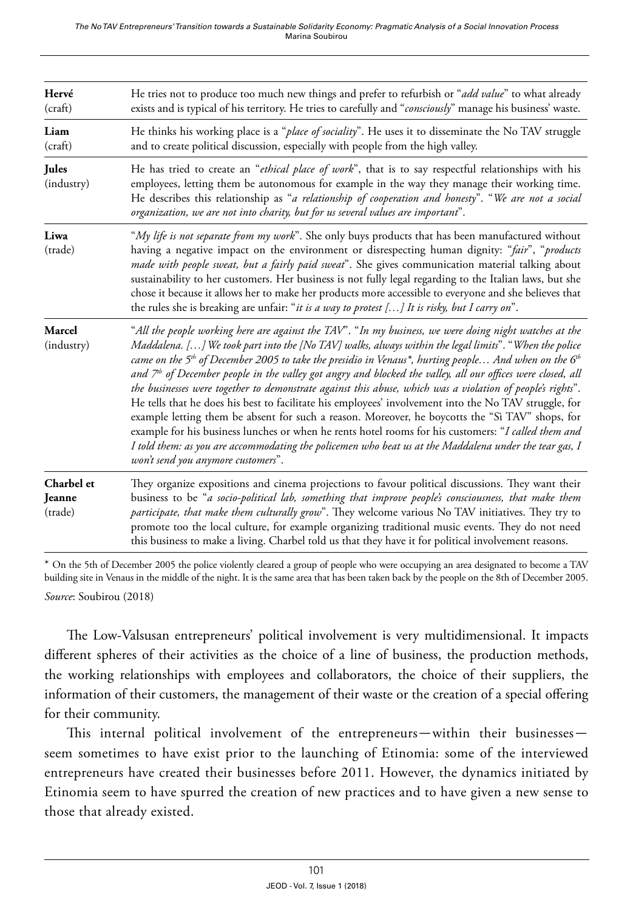| | |
|---|---|
| **Hervé** (craft) | He tries not to produce too much new things and prefer to refurbish or "*add value*" to what already exists and is typical of his territory. He tries to carefully and "*consciously*" manage his business' waste. |
| **Liam** (craft) | He thinks his working place is a "*place of sociality*". He uses it to disseminate the No TAV struggle and to create political discussion, especially with people from the high valley. |
| **Jules** (industry) | He has tried to create an "*ethical place of work*", that is to say respectful relationships with his employees, letting them be autonomous for example in the way they manage their working time. He describes this relationship as "*a relationship of cooperation and honesty*". "*We are not a social organization, we are not into charity, but for us several values are important*". |
| **Liwa** (trade) | "*My life is not separate from my work*". She only buys products that has been manufactured without having a negative impact on the environment or disrespecting human dignity: "*fair*", "*products made with people sweat, but a fairly paid sweat*". She gives communication material talking about sustainability to her customers. Her business is not fully legal regarding to the Italian laws, but she chose it because it allows her to make her products more accessible to everyone and she believes that the rules she is breaking are unfair: "*it is a way to protest […] It is risky, but I carry on*". |
| **Marcel** (industry) | "*All the people working here are against the TAV*". "*In my business, we were doing night watches at the Maddalena. […] We took part into the [No TAV] walks, always within the legal limits*". "*When the police came on the 5th of December 2005 to take the presidio in Venaus\*, hurting people… And when on the 6th and 7th of December people in the valley got angry and blocked the valley, all our offices were closed, all the businesses were together to demonstrate against this abuse, which was a violation of people's rights*". He tells that he does his best to facilitate his employees' involvement into the No TAV struggle, for example letting them be absent for such a reason. Moreover, he boycotts the "Sì TAV" shops, for example for his business lunches or when he rents hotel rooms for his customers: "*I called them and I told them: as you are accommodating the policemen who beat us at the Maddalena under the tear gas, I won't send you anymore customers*". |
| **Charbel et Jeanne** (trade) | They organize expositions and cinema projections to favour political discussions. They want their business to be "*a socio-political lab, something that improve people's consciousness, that make them participate, that make them culturally grow*". They welcome various No TAV initiatives. They try to promote too the local culture, for example organizing traditional music events. They do not need this business to make a living. Charbel told us that they have it for political involvement reasons. |

\* On the 5th of December 2005 the police violently cleared a group of people who were occupying an area designated to become a TAV building site in Venaus in the middle of the night. It is the same area that has been taken back by the people on the 8th of December 2005.

*Source*: Soubirou (2018)

The Low-Valsusan entrepreneurs' political involvement is very multidimensional. It impacts different spheres of their activities as the choice of a line of business, the production methods, the working relationships with employees and collaborators, the choice of their suppliers, the information of their customers, the management of their waste or the creation of a special offering for their community.

This internal political involvement of the entrepreneurs—within their businesses—seem sometimes to have exist prior to the launching of Etinomia: some of the interviewed entrepreneurs have created their businesses before 2011. However, the dynamics initiated by Etinomia seem to have spurred the creation of new practices and to have given a new sense to those that already existed.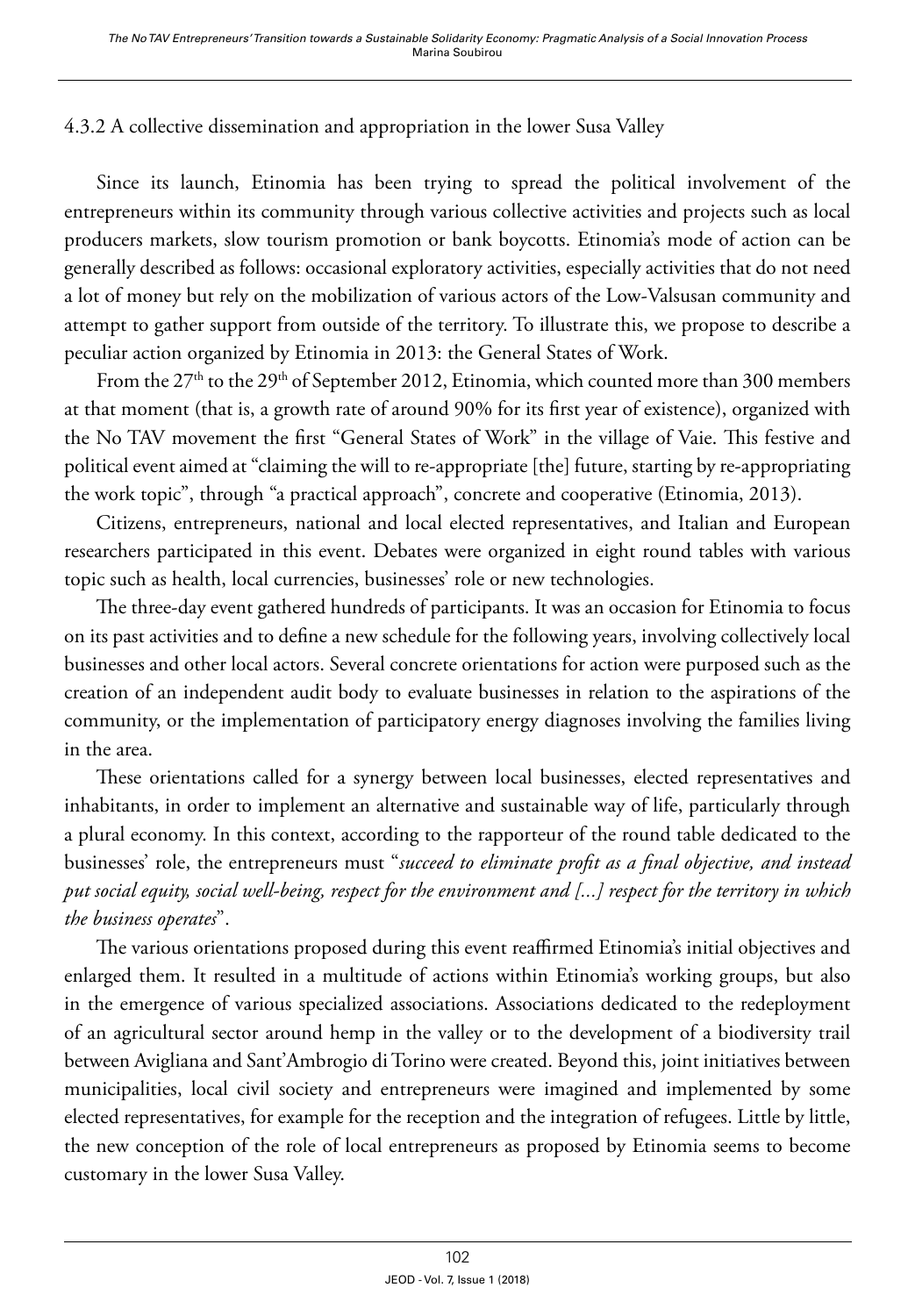### 4.3.2 A collective dissemination and appropriation in the lower Susa Valley

Since its launch, Etinomia has been trying to spread the political involvement of the entrepreneurs within its community through various collective activities and projects such as local producers markets, slow tourism promotion or bank boycotts. Etinomia's mode of action can be generally described as follows: occasional exploratory activities, especially activities that do not need a lot of money but rely on the mobilization of various actors of the Low-Valsusan community and attempt to gather support from outside of the territory. To illustrate this, we propose to describe a peculiar action organized by Etinomia in 2013: the General States of Work.

From the 27th to the 29th of September 2012, Etinomia, which counted more than 300 members at that moment (that is, a growth rate of around 90% for its first year of existence), organized with the No TAV movement the first "General States of Work" in the village of Vaie. This festive and political event aimed at "claiming the will to re-appropriate [the] future, starting by re-appropriating the work topic", through "a practical approach", concrete and cooperative (Etinomia, 2013).

Citizens, entrepreneurs, national and local elected representatives, and Italian and European researchers participated in this event. Debates were organized in eight round tables with various topic such as health, local currencies, businesses' role or new technologies.

The three-day event gathered hundreds of participants. It was an occasion for Etinomia to focus on its past activities and to define a new schedule for the following years, involving collectively local businesses and other local actors. Several concrete orientations for action were purposed such as the creation of an independent audit body to evaluate businesses in relation to the aspirations of the community, or the implementation of participatory energy diagnoses involving the families living in the area.

These orientations called for a synergy between local businesses, elected representatives and inhabitants, in order to implement an alternative and sustainable way of life, particularly through a plural economy. In this context, according to the rapporteur of the round table dedicated to the businesses' role, the entrepreneurs must "*succeed to eliminate profit as a final objective, and instead put social equity, social well-being, respect for the environment and [...] respect for the territory in which the business operates*".

The various orientations proposed during this event reaffirmed Etinomia's initial objectives and enlarged them. It resulted in a multitude of actions within Etinomia's working groups, but also in the emergence of various specialized associations. Associations dedicated to the redeployment of an agricultural sector around hemp in the valley or to the development of a biodiversity trail between Avigliana and Sant'Ambrogio di Torino were created. Beyond this, joint initiatives between municipalities, local civil society and entrepreneurs were imagined and implemented by some elected representatives, for example for the reception and the integration of refugees. Little by little, the new conception of the role of local entrepreneurs as proposed by Etinomia seems to become customary in the lower Susa Valley.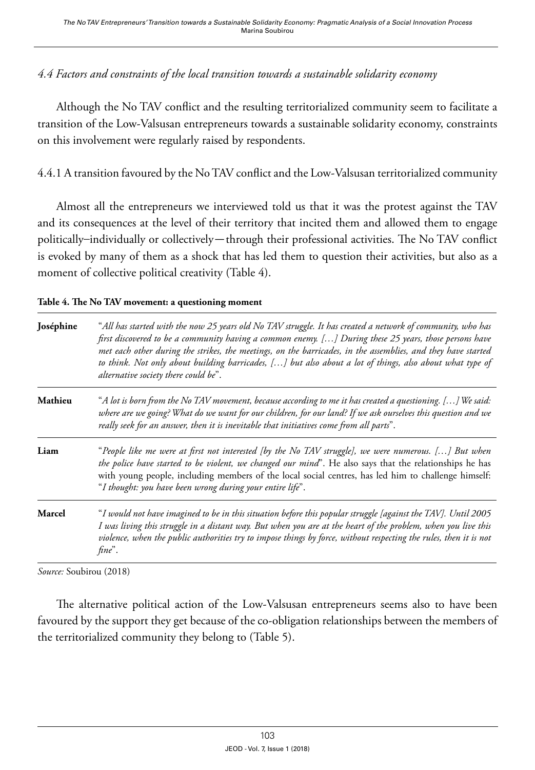### *4.4 Factors and constraints of the local transition towards a sustainable solidarity economy*

Although the No TAV conflict and the resulting territorialized community seem to facilitate a transition of the Low-Valsusan entrepreneurs towards a sustainable solidarity economy, constraints on this involvement were regularly raised by respondents.

#### 4.4.1 A transition favoured by the No TAV conflict and the Low-Valsusan territorialized community

Almost all the entrepreneurs we interviewed told us that it was the protest against the TAV and its consequences at the level of their territory that incited them and allowed them to engage politically–individually or collectively—through their professional activities. The No TAV conflict is evoked by many of them as a shock that has led them to question their activities, but also as a moment of collective political creativity (Table 4).

**Table 4. The No TAV movement: a questioning moment**

| | |
|---|---|
| **Joséphine** | "*All has started with the now 25 years old No TAV struggle. It has created a network of community, who has first discovered to be a community having a common enemy. […] During these 25 years, those persons have met each other during the strikes, the meetings, on the barricades, in the assemblies, and they have started to think. Not only about building barricades, […] but also about a lot of things, also about what type of alternative society there could be*". |
| **Mathieu** | "*A lot is born from the No TAV movement, because according to me it has created a questioning. […] We said: where are we going? What do we want for our children, for our land? If we ask ourselves this question and we really seek for an answer, then it is inevitable that initiatives come from all parts*". |
| **Liam** | "*People like me were at first not interested [by the No TAV struggle], we were numerous. […] But when the police have started to be violent, we changed our mind*". He also says that the relationships he has with young people, including members of the local social centres, has led him to challenge himself: "*I thought: you have been wrong during your entire life*". |
| **Marcel** | "*I would not have imagined to be in this situation before this popular struggle [against the TAV]. Until 2005 I was living this struggle in a distant way. But when you are at the heart of the problem, when you live this violence, when the public authorities try to impose things by force, without respecting the rules, then it is not fine*". |

*Source:* Soubirou (2018)

The alternative political action of the Low-Valsusan entrepreneurs seems also to have been favoured by the support they get because of the co-obligation relationships between the members of the territorialized community they belong to (Table 5).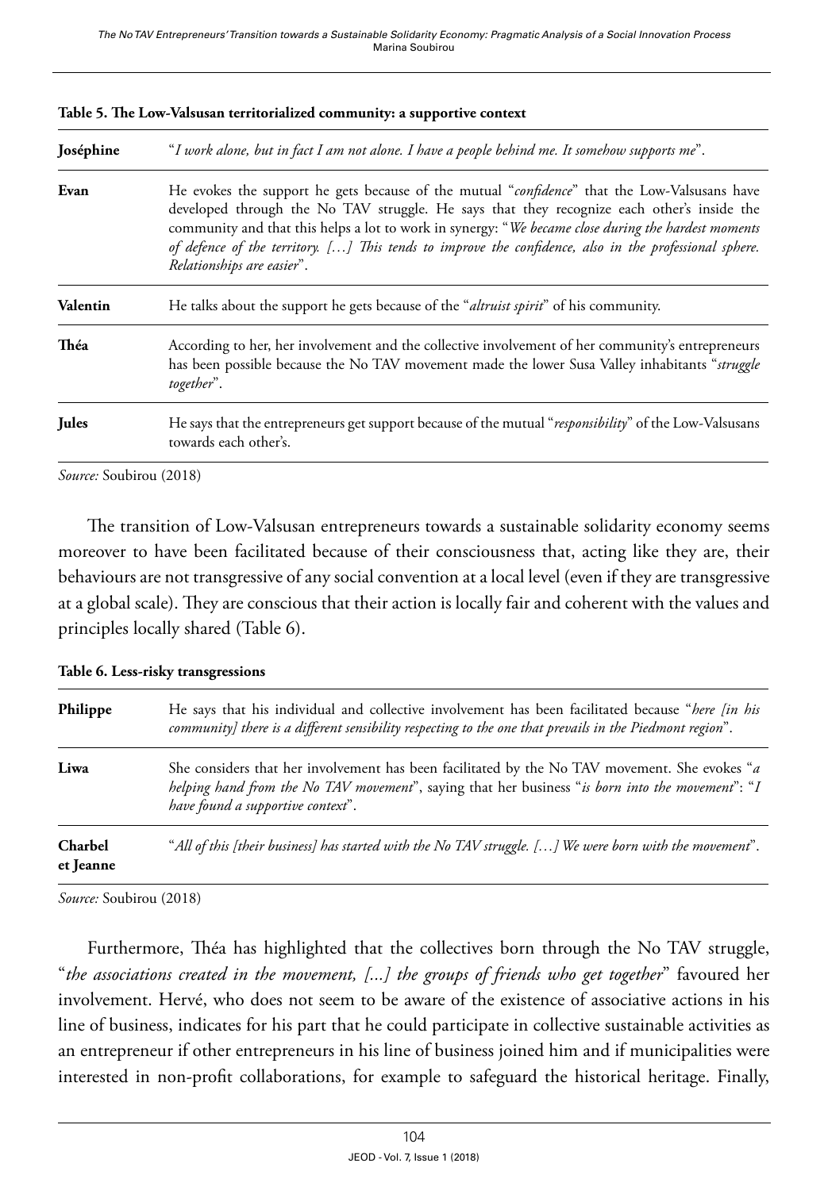**Table 5. The Low-Valsusan territorialized community: a supportive context**

| | |
|---|---|
| **Joséphine** | "*I work alone, but in fact I am not alone. I have a people behind me. It somehow supports me*". |
| **Evan** | He evokes the support he gets because of the mutual "*confidence*" that the Low-Valsusans have developed through the No TAV struggle. He says that they recognize each other's inside the community and that this helps a lot to work in synergy: "*We became close during the hardest moments of defence of the territory. […] This tends to improve the confidence, also in the professional sphere. Relationships are easier*". |
| **Valentin** | He talks about the support he gets because of the "*altruist spirit*" of his community. |
| **Théa** | According to her, her involvement and the collective involvement of her community's entrepreneurs has been possible because the No TAV movement made the lower Susa Valley inhabitants "*struggle together*". |
| **Jules** | He says that the entrepreneurs get support because of the mutual "*responsibility*" of the Low-Valsusans towards each other's. |

*Source:* Soubirou (2018)

The transition of Low-Valsusan entrepreneurs towards a sustainable solidarity economy seems moreover to have been facilitated because of their consciousness that, acting like they are, their behaviours are not transgressive of any social convention at a local level (even if they are transgressive at a global scale). They are conscious that their action is locally fair and coherent with the values and principles locally shared (Table 6).

**Table 6. Less-risky transgressions**

| | |
|---|---|
| **Philippe** | He says that his individual and collective involvement has been facilitated because "*here [in his community] there is a different sensibility respecting to the one that prevails in the Piedmont region*". |
| **Liwa** | She considers that her involvement has been facilitated by the No TAV movement. She evokes "*a helping hand from the No TAV movement*", saying that her business "*is born into the movement*": "*I have found a supportive context*". |
| **Charbel et Jeanne** | "*All of this [their business] has started with the No TAV struggle. […] We were born with the movement*". |

*Source:* Soubirou (2018)

Furthermore, Théa has highlighted that the collectives born through the No TAV struggle, "*the associations created in the movement, [...] the groups of friends who get together*" favoured her involvement. Hervé, who does not seem to be aware of the existence of associative actions in his line of business, indicates for his part that he could participate in collective sustainable activities as an entrepreneur if other entrepreneurs in his line of business joined him and if municipalities were interested in non-profit collaborations, for example to safeguard the historical heritage. Finally,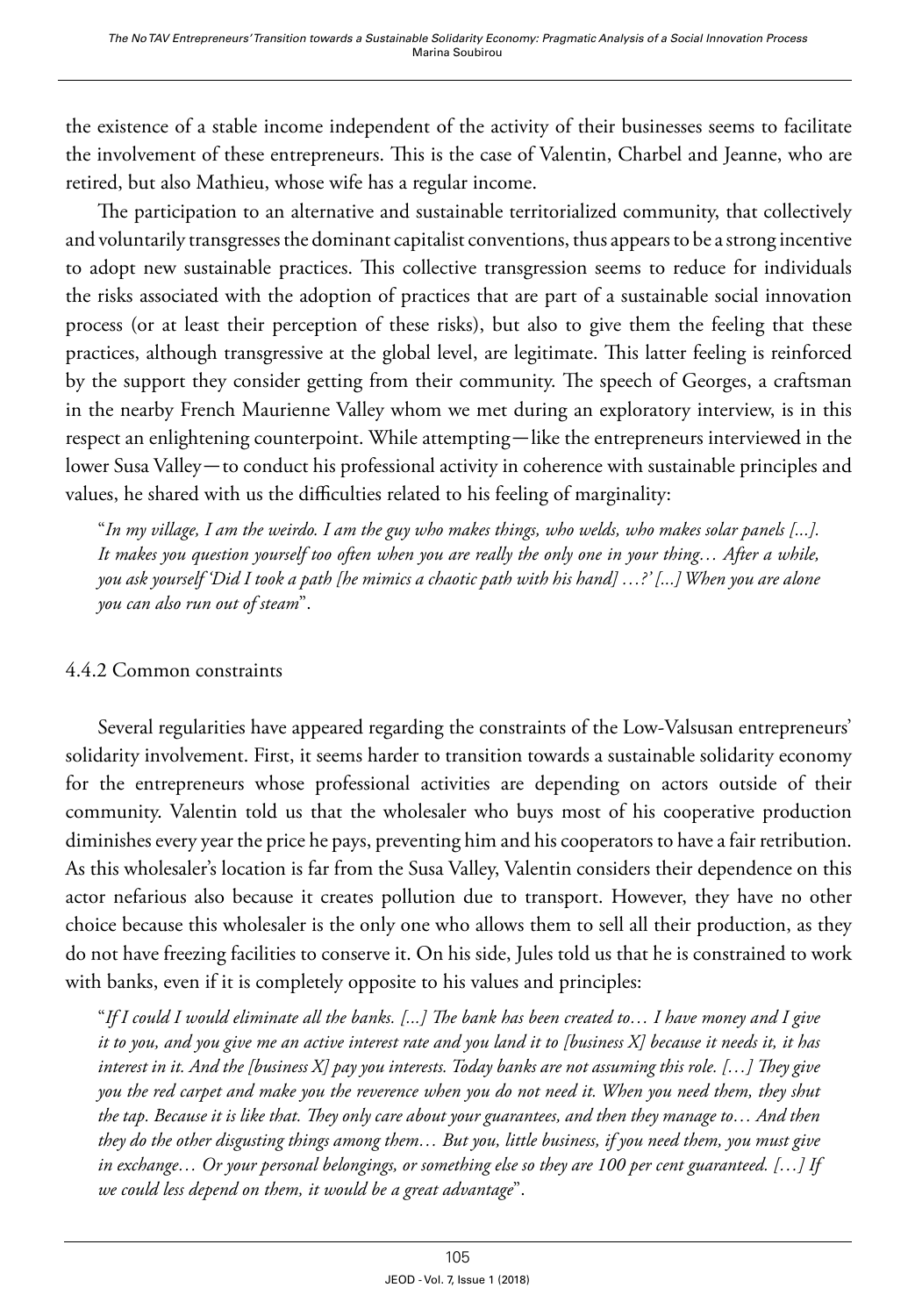the existence of a stable income independent of the activity of their businesses seems to facilitate the involvement of these entrepreneurs. This is the case of Valentin, Charbel and Jeanne, who are retired, but also Mathieu, whose wife has a regular income.

The participation to an alternative and sustainable territorialized community, that collectively and voluntarily transgresses the dominant capitalist conventions, thus appears to be a strong incentive to adopt new sustainable practices. This collective transgression seems to reduce for individuals the risks associated with the adoption of practices that are part of a sustainable social innovation process (or at least their perception of these risks), but also to give them the feeling that these practices, although transgressive at the global level, are legitimate. This latter feeling is reinforced by the support they consider getting from their community. The speech of Georges, a craftsman in the nearby French Maurienne Valley whom we met during an exploratory interview, is in this respect an enlightening counterpoint. While attempting—like the entrepreneurs interviewed in the lower Susa Valley—to conduct his professional activity in coherence with sustainable principles and values, he shared with us the difficulties related to his feeling of marginality:

> "*In my village, I am the weirdo. I am the guy who makes things, who welds, who makes solar panels [...]. It makes you question yourself too often when you are really the only one in your thing… After a while, you ask yourself 'Did I took a path [he mimics a chaotic path with his hand] …?' [...] When you are alone you can also run out of steam*".

### 4.4.2 Common constraints

Several regularities have appeared regarding the constraints of the Low-Valsusan entrepreneurs' solidarity involvement. First, it seems harder to transition towards a sustainable solidarity economy for the entrepreneurs whose professional activities are depending on actors outside of their community. Valentin told us that the wholesaler who buys most of his cooperative production diminishes every year the price he pays, preventing him and his cooperators to have a fair retribution. As this wholesaler's location is far from the Susa Valley, Valentin considers their dependence on this actor nefarious also because it creates pollution due to transport. However, they have no other choice because this wholesaler is the only one who allows them to sell all their production, as they do not have freezing facilities to conserve it. On his side, Jules told us that he is constrained to work with banks, even if it is completely opposite to his values and principles:

> "*If I could I would eliminate all the banks. [...] The bank has been created to… I have money and I give it to you, and you give me an active interest rate and you land it to [business X] because it needs it, it has interest in it. And the [business X] pay you interests. Today banks are not assuming this role. […] They give you the red carpet and make you the reverence when you do not need it. When you need them, they shut the tap. Because it is like that. They only care about your guarantees, and then they manage to… And then they do the other disgusting things among them… But you, little business, if you need them, you must give in exchange… Or your personal belongings, or something else so they are 100 per cent guaranteed. […] If we could less depend on them, it would be a great advantage*".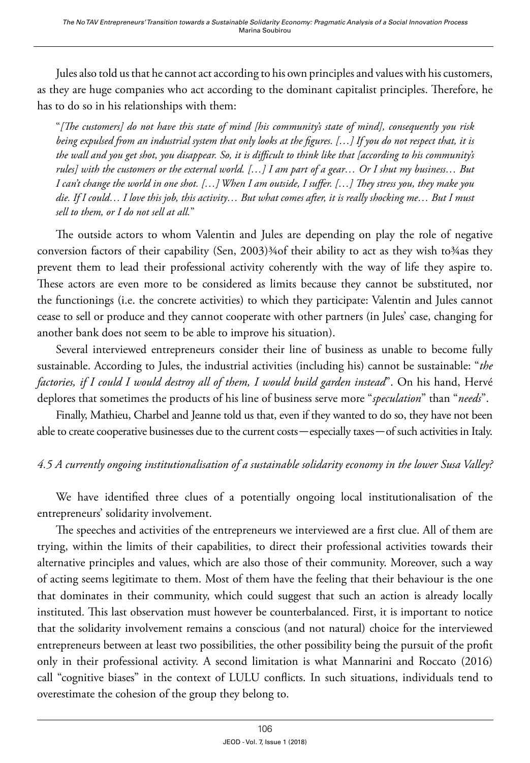Jules also told us that he cannot act according to his own principles and values with his customers, as they are huge companies who act according to the dominant capitalist principles. Therefore, he has to do so in his relationships with them:

> "*[The customers] do not have this state of mind [his community's state of mind], consequently you risk being expulsed from an industrial system that only looks at the figures. […] If you do not respect that, it is the wall and you get shot, you disappear. So, it is difficult to think like that [according to his community's rules] with the customers or the external world. […] I am part of a gear… Or I shut my business… But I can't change the world in one shot. […] When I am outside, I suffer. […] They stress you, they make you die. If I could… I love this job, this activity… But what comes after, it is really shocking me… But I must sell to them, or I do not sell at all.*"

The outside actors to whom Valentin and Jules are depending on play the role of negative conversion factors of their capability (Sen, 2003)¾of their ability to act as they wish to¾as they prevent them to lead their professional activity coherently with the way of life they aspire to. These actors are even more to be considered as limits because they cannot be substituted, nor the functionings (i.e. the concrete activities) to which they participate: Valentin and Jules cannot cease to sell or produce and they cannot cooperate with other partners (in Jules' case, changing for another bank does not seem to be able to improve his situation).

Several interviewed entrepreneurs consider their line of business as unable to become fully sustainable. According to Jules, the industrial activities (including his) cannot be sustainable: "*the factories, if I could I would destroy all of them, I would build garden instead*". On his hand, Hervé deplores that sometimes the products of his line of business serve more "*speculation*" than "*needs*".

Finally, Mathieu, Charbel and Jeanne told us that, even if they wanted to do so, they have not been able to create cooperative businesses due to the current costs—especially taxes—of such activities in Italy.

### *4.5 A currently ongoing institutionalisation of a sustainable solidarity economy in the lower Susa Valley?*

We have identified three clues of a potentially ongoing local institutionalisation of the entrepreneurs' solidarity involvement.

The speeches and activities of the entrepreneurs we interviewed are a first clue. All of them are trying, within the limits of their capabilities, to direct their professional activities towards their alternative principles and values, which are also those of their community. Moreover, such a way of acting seems legitimate to them. Most of them have the feeling that their behaviour is the one that dominates in their community, which could suggest that such an action is already locally instituted. This last observation must however be counterbalanced. First, it is important to notice that the solidarity involvement remains a conscious (and not natural) choice for the interviewed entrepreneurs between at least two possibilities, the other possibility being the pursuit of the profit only in their professional activity. A second limitation is what Mannarini and Roccato (2016) call "cognitive biases" in the context of LULU conflicts. In such situations, individuals tend to overestimate the cohesion of the group they belong to.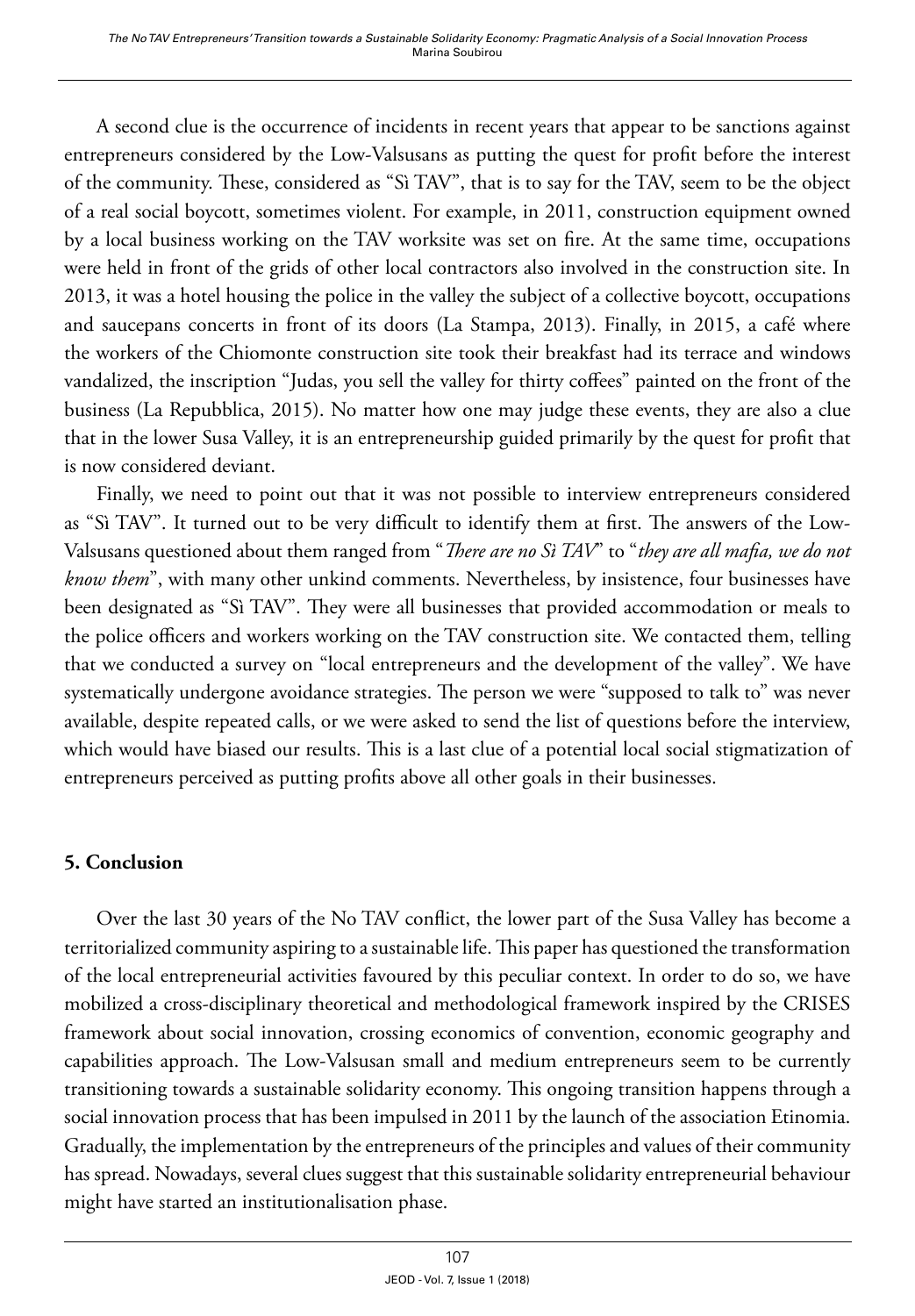A second clue is the occurrence of incidents in recent years that appear to be sanctions against entrepreneurs considered by the Low-Valsusans as putting the quest for profit before the interest of the community. These, considered as "Sì TAV", that is to say for the TAV, seem to be the object of a real social boycott, sometimes violent. For example, in 2011, construction equipment owned by a local business working on the TAV worksite was set on fire. At the same time, occupations were held in front of the grids of other local contractors also involved in the construction site. In 2013, it was a hotel housing the police in the valley the subject of a collective boycott, occupations and saucepans concerts in front of its doors (La Stampa, 2013). Finally, in 2015, a café where the workers of the Chiomonte construction site took their breakfast had its terrace and windows vandalized, the inscription "Judas, you sell the valley for thirty coffees" painted on the front of the business (La Repubblica, 2015). No matter how one may judge these events, they are also a clue that in the lower Susa Valley, it is an entrepreneurship guided primarily by the quest for profit that is now considered deviant.

Finally, we need to point out that it was not possible to interview entrepreneurs considered as "Sì TAV". It turned out to be very difficult to identify them at first. The answers of the Low-Valsusans questioned about them ranged from "*There are no Sì TAV*" to "*they are all mafia, we do not know them*", with many other unkind comments. Nevertheless, by insistence, four businesses have been designated as "Sì TAV". They were all businesses that provided accommodation or meals to the police officers and workers working on the TAV construction site. We contacted them, telling that we conducted a survey on "local entrepreneurs and the development of the valley". We have systematically undergone avoidance strategies. The person we were "supposed to talk to" was never available, despite repeated calls, or we were asked to send the list of questions before the interview, which would have biased our results. This is a last clue of a potential local social stigmatization of entrepreneurs perceived as putting profits above all other goals in their businesses.

## 5. Conclusion

Over the last 30 years of the No TAV conflict, the lower part of the Susa Valley has become a territorialized community aspiring to a sustainable life. This paper has questioned the transformation of the local entrepreneurial activities favoured by this peculiar context. In order to do so, we have mobilized a cross-disciplinary theoretical and methodological framework inspired by the CRISES framework about social innovation, crossing economics of convention, economic geography and capabilities approach. The Low-Valsusan small and medium entrepreneurs seem to be currently transitioning towards a sustainable solidarity economy. This ongoing transition happens through a social innovation process that has been impulsed in 2011 by the launch of the association Etinomia. Gradually, the implementation by the entrepreneurs of the principles and values of their community has spread. Nowadays, several clues suggest that this sustainable solidarity entrepreneurial behaviour might have started an institutionalisation phase.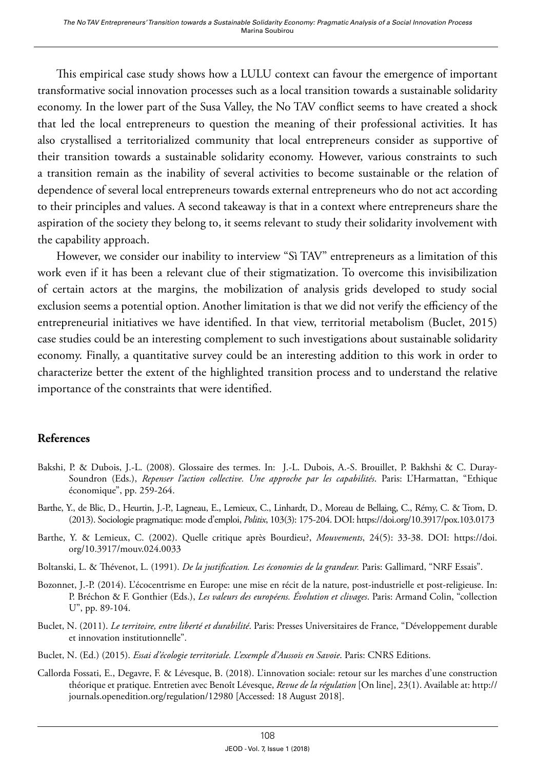This empirical case study shows how a LULU context can favour the emergence of important transformative social innovation processes such as a local transition towards a sustainable solidarity economy. In the lower part of the Susa Valley, the No TAV conflict seems to have created a shock that led the local entrepreneurs to question the meaning of their professional activities. It has also crystallised a territorialized community that local entrepreneurs consider as supportive of their transition towards a sustainable solidarity economy. However, various constraints to such a transition remain as the inability of several activities to become sustainable or the relation of dependence of several local entrepreneurs towards external entrepreneurs who do not act according to their principles and values. A second takeaway is that in a context where entrepreneurs share the aspiration of the society they belong to, it seems relevant to study their solidarity involvement with the capability approach.

However, we consider our inability to interview "Sì TAV" entrepreneurs as a limitation of this work even if it has been a relevant clue of their stigmatization. To overcome this invisibilization of certain actors at the margins, the mobilization of analysis grids developed to study social exclusion seems a potential option. Another limitation is that we did not verify the efficiency of the entrepreneurial initiatives we have identified. In that view, territorial metabolism (Buclet, 2015) case studies could be an interesting complement to such investigations about sustainable solidarity economy. Finally, a quantitative survey could be an interesting addition to this work in order to characterize better the extent of the highlighted transition process and to understand the relative importance of the constraints that were identified.

## References

Bakshi, P. & Dubois, J.-L. (2008). Glossaire des termes. In: J.-L. Dubois, A.-S. Brouillet, P. Bakhshi & C. Duray-Soundron (Eds.), *Repenser l'action collective. Une approche par les capabilités*. Paris: L'Harmattan, "Ethique économique", pp. 259-264.

Barthe, Y., de Blic, D., Heurtin, J.-P., Lagneau, E., Lemieux, C., Linhardt, D., Moreau de Bellaing, C., Rémy, C. & Trom, D. (2013). Sociologie pragmatique: mode d'emploi, *Politix*, 103(3): 175-204. DOI: https://doi.org/10.3917/pox.103.0173

Barthe, Y. & Lemieux, C. (2002). Quelle critique après Bourdieu?, *Mouvements*, 24(5): 33-38. DOI: https://doi.org/10.3917/mouv.024.0033

Boltanski, L. & Thévenot, L. (1991). *De la justification. Les économies de la grandeur.* Paris: Gallimard, "NRF Essais".

Bozonnet, J.-P. (2014). L'écocentrisme en Europe: une mise en récit de la nature, post-industrielle et post-religieuse. In: P. Bréchon & F. Gonthier (Eds.), *Les valeurs des européens. Évolution et clivages*. Paris: Armand Colin, "collection U", pp. 89-104.

Buclet, N. (2011). *Le territoire, entre liberté et durabilité*. Paris: Presses Universitaires de France, "Développement durable et innovation institutionnelle".

Buclet, N. (Ed.) (2015). *Essai d'écologie territoriale. L'exemple d'Aussois en Savoie*. Paris: CNRS Editions.

Callorda Fossati, E., Degavre, F. & Lévesque, B. (2018). L'innovation sociale: retour sur les marches d'une construction théorique et pratique. Entretien avec Benoît Lévesque, *Revue de la régulation* [On line], 23(1). Available at: http://journals.openedition.org/regulation/12980 [Accessed: 18 August 2018].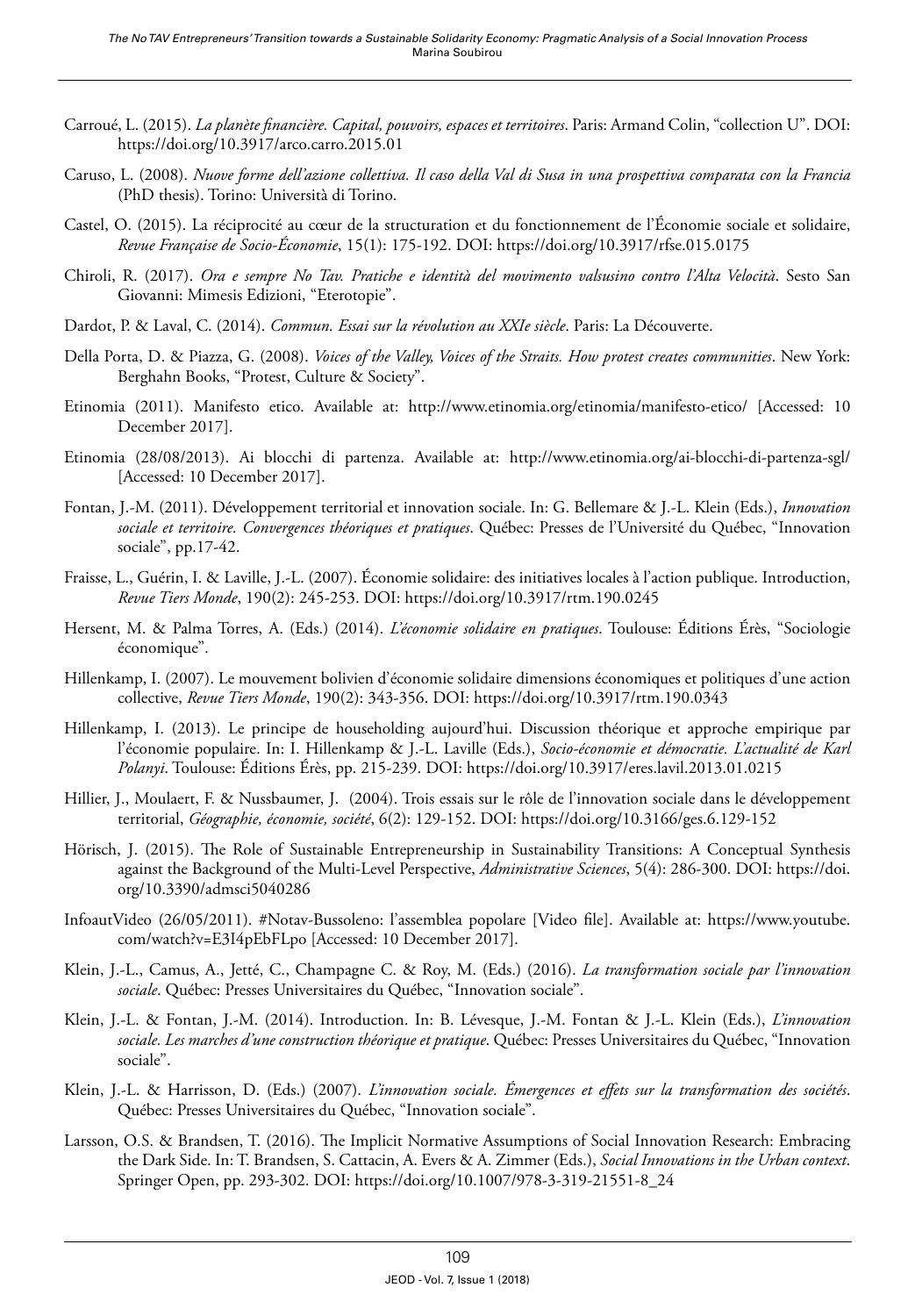Carroué, L. (2015). *La planète financière. Capital, pouvoirs, espaces et territoires*. Paris: Armand Colin, "collection U". DOI: https://doi.org/10.3917/arco.carro.2015.01

Caruso, L. (2008). *Nuove forme dell'azione collettiva. Il caso della Val di Susa in una prospettiva comparata con la Francia* (PhD thesis). Torino: Università di Torino.

Castel, O. (2015). La réciprocité au cœur de la structuration et du fonctionnement de l'Économie sociale et solidaire, *Revue Française de Socio-Économie*, 15(1): 175-192. DOI: https://doi.org/10.3917/rfse.015.0175

Chiroli, R. (2017). *Ora e sempre No Tav. Pratiche e identità del movimento valsusino contro l'Alta Velocità*. Sesto San Giovanni: Mimesis Edizioni, "Eterotopie".

Dardot, P. & Laval, C. (2014). *Commun. Essai sur la révolution au XXIe siècle*. Paris: La Découverte.

Della Porta, D. & Piazza, G. (2008). *Voices of the Valley, Voices of the Straits. How protest creates communities*. New York: Berghahn Books, "Protest, Culture & Society".

Etinomia (2011). Manifesto etico. Available at: http://www.etinomia.org/etinomia/manifesto-etico/ [Accessed: 10 December 2017].

Etinomia (28/08/2013). Ai blocchi di partenza. Available at: http://www.etinomia.org/ai-blocchi-di-partenza-sgl/ [Accessed: 10 December 2017].

Fontan, J.-M. (2011). Développement territorial et innovation sociale. In: G. Bellemare & J.-L. Klein (Eds.), *Innovation sociale et territoire. Convergences théoriques et pratiques*. Québec: Presses de l'Université du Québec, "Innovation sociale", pp.17-42.

Fraisse, L., Guérin, I. & Laville, J.-L. (2007). Économie solidaire: des initiatives locales à l'action publique. Introduction, *Revue Tiers Monde*, 190(2): 245-253. DOI: https://doi.org/10.3917/rtm.190.0245

Hersent, M. & Palma Torres, A. (Eds.) (2014). *L'économie solidaire en pratiques*. Toulouse: Éditions Érès, "Sociologie économique".

Hillenkamp, I. (2007). Le mouvement bolivien d'économie solidaire dimensions économiques et politiques d'une action collective, *Revue Tiers Monde*, 190(2): 343-356. DOI: https://doi.org/10.3917/rtm.190.0343

Hillenkamp, I. (2013). Le principe de householding aujourd'hui. Discussion théorique et approche empirique par l'économie populaire. In: I. Hillenkamp & J.-L. Laville (Eds.), *Socio-économie et démocratie. L'actualité de Karl Polanyi*. Toulouse: Éditions Érès, pp. 215-239. DOI: https://doi.org/10.3917/eres.lavil.2013.01.0215

Hillier, J., Moulaert, F. & Nussbaumer, J. (2004). Trois essais sur le rôle de l'innovation sociale dans le développement territorial, *Géographie, économie, société*, 6(2): 129-152. DOI: https://doi.org/10.3166/ges.6.129-152

Hörisch, J. (2015). The Role of Sustainable Entrepreneurship in Sustainability Transitions: A Conceptual Synthesis against the Background of the Multi-Level Perspective, *Administrative Sciences*, 5(4): 286-300. DOI: https://doi.org/10.3390/admsci5040286

InfoautVideo (26/05/2011). #Notav-Bussoleno: l'assemblea popolare [Video file]. Available at: https://www.youtube.com/watch?v=E3I4pEbFLpo [Accessed: 10 December 2017].

Klein, J.-L., Camus, A., Jetté, C., Champagne C. & Roy, M. (Eds.) (2016). *La transformation sociale par l'innovation sociale*. Québec: Presses Universitaires du Québec, "Innovation sociale".

Klein, J.-L. & Fontan, J.-M. (2014). Introduction. In: B. Lévesque, J.-M. Fontan & J.-L. Klein (Eds.), *L'innovation sociale. Les marches d'une construction théorique et pratique*. Québec: Presses Universitaires du Québec, "Innovation sociale".

Klein, J.-L. & Harrisson, D. (Eds.) (2007). *L'innovation sociale. Émergences et effets sur la transformation des sociétés*. Québec: Presses Universitaires du Québec, "Innovation sociale".

Larsson, O.S. & Brandsen, T. (2016). The Implicit Normative Assumptions of Social Innovation Research: Embracing the Dark Side. In: T. Brandsen, S. Cattacin, A. Evers & A. Zimmer (Eds.), *Social Innovations in the Urban context*. Springer Open, pp. 293-302. DOI: https://doi.org/10.1007/978-3-319-21551-8_24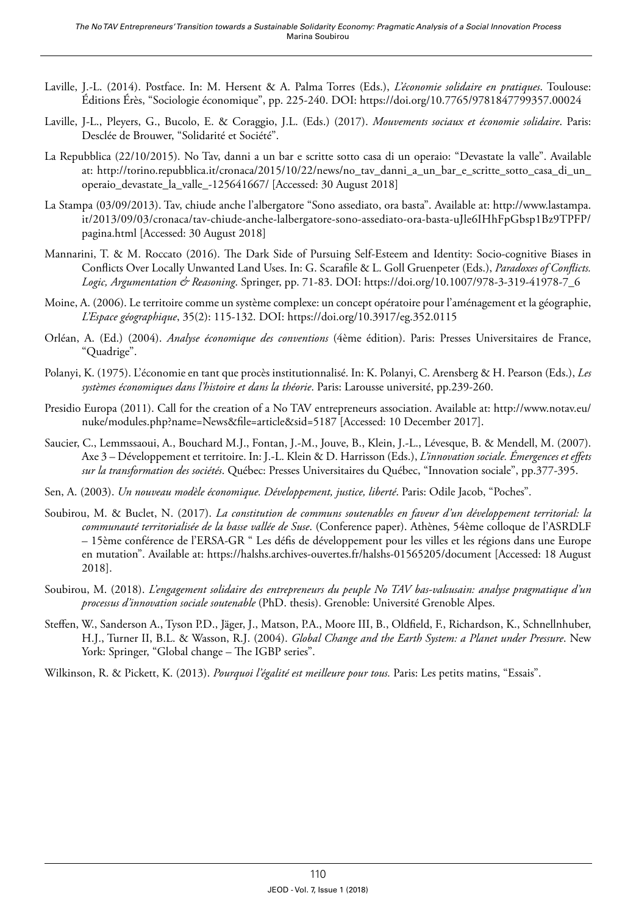Laville, J.-L. (2014). Postface. In: M. Hersent & A. Palma Torres (Eds.), *L'économie solidaire en pratiques*. Toulouse: Éditions Érès, "Sociologie économique", pp. 225-240. DOI: https://doi.org/10.7765/9781847799357.00024

Laville, J-L., Pleyers, G., Bucolo, E. & Coraggio, J.L. (Eds.) (2017). *Mouvements sociaux et économie solidaire*. Paris: Desclée de Brouwer, "Solidarité et Société".

La Repubblica (22/10/2015). No Tav, danni a un bar e scritte sotto casa di un operaio: "Devastate la valle". Available at: http://torino.repubblica.it/cronaca/2015/10/22/news/no_tav_danni_a_un_bar_e_scritte_sotto_casa_di_un_operaio_devastate_la_valle_-125641667/ [Accessed: 30 August 2018]

La Stampa (03/09/2013). Tav, chiude anche l'albergatore "Sono assediato, ora basta". Available at: http://www.lastampa.it/2013/09/03/cronaca/tav-chiude-anche-lalbergatore-sono-assediato-ora-basta-uJle6IHhFpGbsp1Bz9TPFP/pagina.html [Accessed: 30 August 2018]

Mannarini, T. & M. Roccato (2016). The Dark Side of Pursuing Self-Esteem and Identity: Socio-cognitive Biases in Conflicts Over Locally Unwanted Land Uses. In: G. Scarafile & L. Goll Gruenpeter (Eds.), *Paradoxes of Conflicts. Logic, Argumentation & Reasoning*. Springer, pp. 71-83. DOI: https://doi.org/10.1007/978-3-319-41978-7_6

Moine, A. (2006). Le territoire comme un système complexe: un concept opératoire pour l'aménagement et la géographie, *L'Espace géographique*, 35(2): 115-132. DOI: https://doi.org/10.3917/eg.352.0115

Orléan, A. (Ed.) (2004). *Analyse économique des conventions* (4ème édition). Paris: Presses Universitaires de France, "Quadrige".

Polanyi, K. (1975). L'économie en tant que procès institutionnalisé. In: K. Polanyi, C. Arensberg & H. Pearson (Eds.), *Les systèmes économiques dans l'histoire et dans la théorie*. Paris: Larousse université, pp.239-260.

Presidio Europa (2011). Call for the creation of a No TAV entrepreneurs association. Available at: http://www.notav.eu/nuke/modules.php?name=News&file=article&sid=5187 [Accessed: 10 December 2017].

Saucier, C., Lemmssaoui, A., Bouchard M.J., Fontan, J.-M., Jouve, B., Klein, J.-L., Lévesque, B. & Mendell, M. (2007). Axe 3 – Développement et territoire. In: J.-L. Klein & D. Harrisson (Eds.), *L'innovation sociale. Émergences et effets sur la transformation des sociétés*. Québec: Presses Universitaires du Québec, "Innovation sociale", pp.377-395.

Sen, A. (2003). *Un nouveau modèle économique. Développement, justice, liberté*. Paris: Odile Jacob, "Poches".

Soubirou, M. & Buclet, N. (2017). *La constitution de communs soutenables en faveur d'un développement territorial: la communauté territorialisée de la basse vallée de Suse*. (Conference paper). Athènes, 54ème colloque de l'ASRDLF – 15ème conférence de l'ERSA-GR " Les défis de développement pour les villes et les régions dans une Europe en mutation". Available at: https://halshs.archives-ouvertes.fr/halshs-01565205/document [Accessed: 18 August 2018].

Soubirou, M. (2018). *L'engagement solidaire des entrepreneurs du peuple No TAV bas-valsusain: analyse pragmatique d'un processus d'innovation sociale soutenable* (PhD. thesis). Grenoble: Université Grenoble Alpes.

Steffen, W., Sanderson A., Tyson P.D., Jäger, J., Matson, P.A., Moore III, B., Oldfield, F., Richardson, K., Schnellnhuber, H.J., Turner II, B.L. & Wasson, R.J. (2004). *Global Change and the Earth System: a Planet under Pressure*. New York: Springer, "Global change – The IGBP series".

Wilkinson, R. & Pickett, K. (2013). *Pourquoi l'égalité est meilleure pour tous.* Paris: Les petits matins, "Essais".